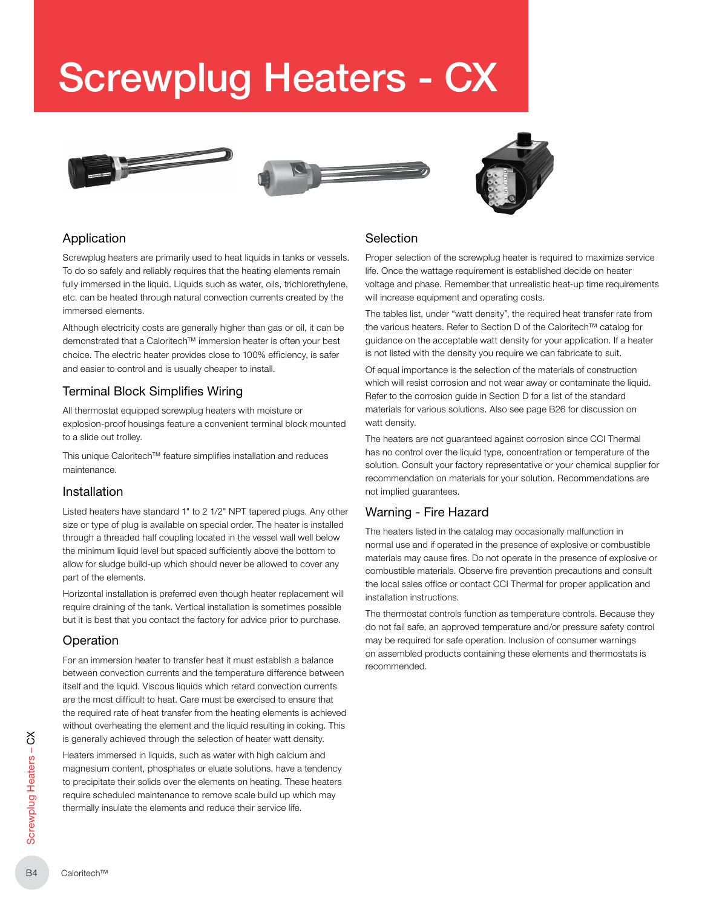# Screwplug Heaters - CX

## Application

Screwplug heaters are primarily used to heat liquids in tanks or vessels. To do so safely and reliably requires that the heating elements remain fully immersed in the liquid. Liquids such as water, oils, trichlorethylene, etc. can be heated through natural convection currents created by the immersed elements.

Although electricity costs are generally higher than gas or oil, it can be demonstrated that a Caloritech™ immersion heater is often your best choice. The electric heater provides close to 100% efficiency, is safer and easier to control and is usually cheaper to install.

## Terminal Block Simplifies Wiring

All thermostat equipped screwplug heaters with moisture or explosion-proof housings feature a convenient terminal block mounted to a slide out trolley.

This unique Caloritech™ feature simplifies installation and reduces maintenance.

## Installation

Listed heaters have standard 1" to 2 1/2" NPT tapered plugs. Any other size or type of plug is available on special order. The heater is installed through a threaded half coupling located in the vessel wall well below the minimum liquid level but spaced sufficiently above the bottom to allow for sludge build-up which should never be allowed to cover any part of the elements.

Horizontal installation is preferred even though heater replacement will require draining of the tank. Vertical installation is sometimes possible but it is best that you contact the factory for advice prior to purchase.

## Operation

For an immersion heater to transfer heat it must establish a balance between convection currents and the temperature difference between itself and the liquid. Viscous liquids which retard convection currents are the most difficult to heat. Care must be exercised to ensure that the required rate of heat transfer from the heating elements is achieved without overheating the element and the liquid resulting in coking. This is generally achieved through the selection of heater watt density.

Heaters immersed in liquids, such as water with high calcium and magnesium content, phosphates or eluate solutions, have a tendency to precipitate their solids over the elements on heating. These heaters require scheduled maintenance to remove scale build up which may thermally insulate the elements and reduce their service life.

## Selection

Proper selection of the screwplug heater is required to maximize service life. Once the wattage requirement is established decide on heater voltage and phase. Remember that unrealistic heat-up time requirements will increase equipment and operating costs.

The tables list, under "watt density", the required heat transfer rate from the various heaters. Refer to Section D of the Caloritech™ catalog for guidance on the acceptable watt density for your application. If a heater is not listed with the density you require we can fabricate to suit.

Of equal importance is the selection of the materials of construction which will resist corrosion and not wear away or contaminate the liquid. Refer to the corrosion guide in Section D for a list of the standard materials for various solutions. Also see page B26 for discussion on watt density.

The heaters are not guaranteed against corrosion since CCI Thermal has no control over the liquid type, concentration or temperature of the solution. Consult your factory representative or your chemical supplier for recommendation on materials for your solution. Recommendations are not implied guarantees.

## Warning - Fire Hazard

The heaters listed in the catalog may occasionally malfunction in normal use and if operated in the presence of explosive or combustible materials may cause fires. Do not operate in the presence of explosive or combustible materials. Observe fire prevention precautions and consult the local sales office or contact CCI Thermal for proper application and installation instructions.

The thermostat controls function as temperature controls. Because they do not fail safe, an approved temperature and/or pressure safety control may be required for safe operation. Inclusion of consumer warnings on assembled products containing these elements and thermostats is recommended.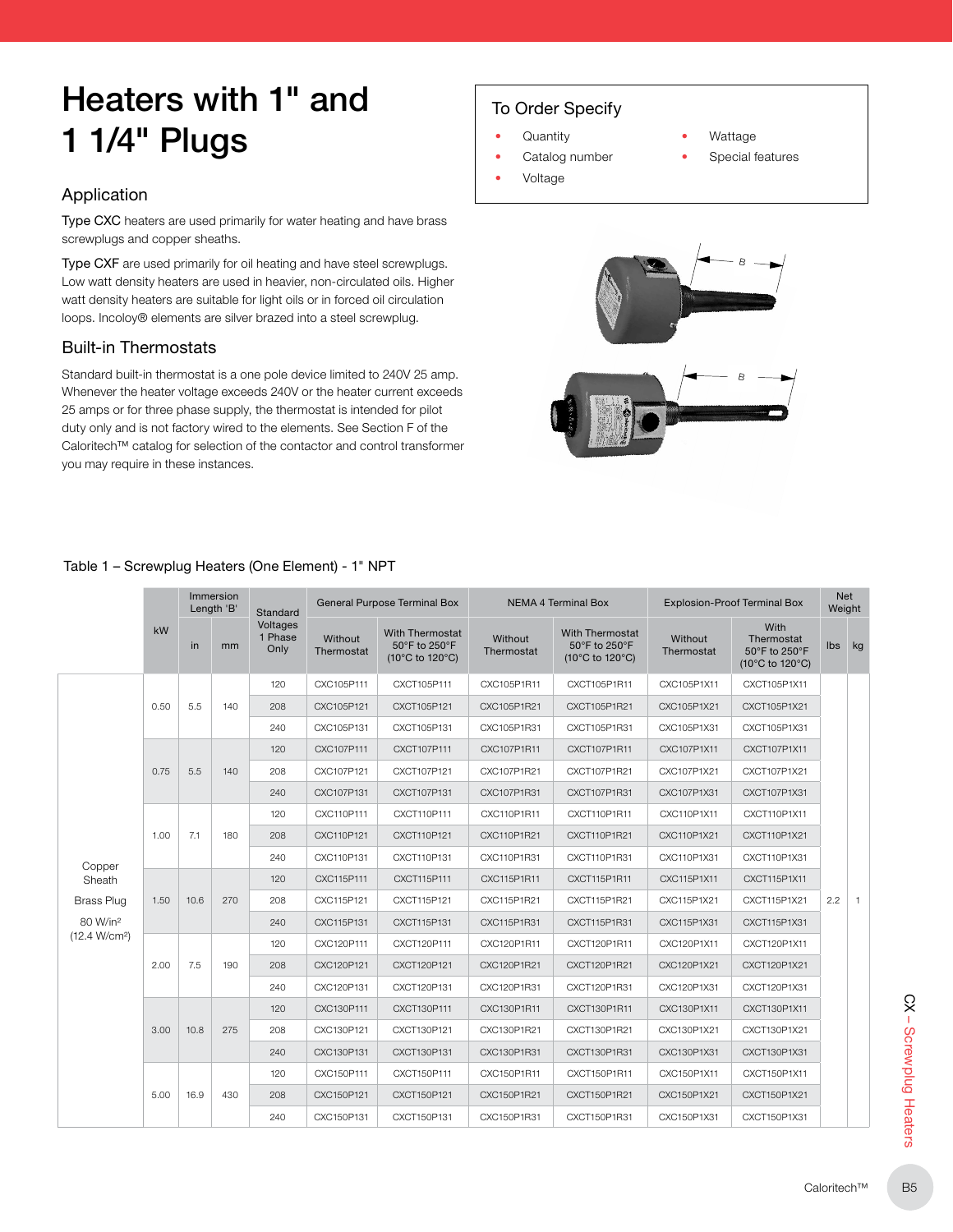# Heaters with 1" and 1 1/4" Plugs

## Application

Type CXC heaters are used primarily for water heating and have brass screwplugs and copper sheaths.

Type CXF are used primarily for oil heating and have steel screwplugs. Low watt density heaters are used in heavier, non-circulated oils. Higher watt density heaters are suitable for light oils or in forced oil circulation loops. Incoloy® elements are silver brazed into a steel screwplug.

## Built-in Thermostats

Standard built-in thermostat is a one pole device limited to 240V 25 amp. Whenever the heater voltage exceeds 240V or the heater current exceeds 25 amps or for three phase supply, the thermostat is intended for pilot duty only and is not factory wired to the elements. See Section F of the Caloritech™ catalog for selection of the contactor and control transformer you may require in these instances.

### To Order Specify

- Quantity
- Catalog number
- Voltage
- Wattage
- Special features

Table 1 – Screwplug Heaters (One Element) - 1" NPT

| | kW | Immersion Length 'B' | | Standard Voltages 1 Phase Only | General Purpose Terminal Box | | NEMA 4 Terminal Box | | Explosion-Proof Terminal Box | | Net Weight | |
|---|---|---|---|---|---|---|---|---|---|---|---|---|
| | | in | mm | | Without Thermostat | With Thermostat 50°F to 250°F (10°C to 120°C) | Without Thermostat | With Thermostat 50°F to 250°F (10°C to 120°C) | Without Thermostat | With Thermostat 50°F to 250°F (10°C to 120°C) | lbs | kg |
| Copper Sheath, Brass Plug, 80 W/in² (12.4 W/cm²) | 0.50 | 5.5 | 140 | 120 | CXC105P111 | CXCT105P111 | CXC105P1R11 | CXCT105P1R11 | CXC105P1X11 | CXCT105P1X11 | 2.2 | 1 |
| | | | | 208 | CXC105P121 | CXCT105P121 | CXC105P1R21 | CXCT105P1R21 | CXC105P1X21 | CXCT105P1X21 | | |
| | | | | 240 | CXC105P131 | CXCT105P131 | CXC105P1R31 | CXCT105P1R31 | CXC105P1X31 | CXCT105P1X31 | | |
| | 0.75 | 5.5 | 140 | 120 | CXC107P111 | CXCT107P111 | CXC107P1R11 | CXCT107P1R11 | CXC107P1X11 | CXCT107P1X11 | | |
| | | | | 208 | CXC107P121 | CXCT107P121 | CXC107P1R21 | CXCT107P1R21 | CXC107P1X21 | CXCT107P1X21 | | |
| | | | | 240 | CXC107P131 | CXCT107P131 | CXC107P1R31 | CXCT107P1R31 | CXC107P1X31 | CXCT107P1X31 | | |
| | 1.00 | 7.1 | 180 | 120 | CXC110P111 | CXCT110P111 | CXC110P1R11 | CXCT110P1R11 | CXC110P1X11 | CXCT110P1X11 | | |
| | | | | 208 | CXC110P121 | CXCT110P121 | CXC110P1R21 | CXCT110P1R21 | CXC110P1X21 | CXCT110P1X21 | | |
| | | | | 240 | CXC110P131 | CXCT110P131 | CXC110P1R31 | CXCT110P1R31 | CXC110P1X31 | CXCT110P1X31 | | |
| | 1.50 | 10.6 | 270 | 120 | CXC115P111 | CXCT115P111 | CXC115P1R11 | CXCT115P1R11 | CXC115P1X11 | CXCT115P1X11 | | |
| | | | | 208 | CXC115P121 | CXCT115P121 | CXC115P1R21 | CXCT115P1R21 | CXC115P1X21 | CXCT115P1X21 | | |
| | | | | 240 | CXC115P131 | CXCT115P131 | CXC115P1R31 | CXCT115P1R31 | CXC115P1X31 | CXCT115P1X31 | | |
| | 2.00 | 7.5 | 190 | 120 | CXC120P111 | CXCT120P111 | CXC120P1R11 | CXCT120P1R11 | CXC120P1X11 | CXCT120P1X11 | | |
| | | | | 208 | CXC120P121 | CXCT120P121 | CXC120P1R21 | CXCT120P1R21 | CXC120P1X21 | CXCT120P1X21 | | |
| | | | | 240 | CXC120P131 | CXCT120P131 | CXC120P1R31 | CXCT120P1R31 | CXC120P1X31 | CXCT120P1X31 | | |
| | 3.00 | 10.8 | 275 | 120 | CXC130P111 | CXCT130P111 | CXC130P1R11 | CXCT130P1R11 | CXC130P1X11 | CXCT130P1X11 | | |
| | | | | 208 | CXC130P121 | CXCT130P121 | CXC130P1R21 | CXCT130P1R21 | CXC130P1X21 | CXCT130P1X21 | | |
| | | | | 240 | CXC130P131 | CXCT130P131 | CXC130P1R31 | CXCT130P1R31 | CXC130P1X31 | CXCT130P1X31 | | |
| | 5.00 | 16.9 | 430 | 120 | CXC150P111 | CXCT150P111 | CXC150P1R11 | CXCT150P1R11 | CXC150P1X11 | CXCT150P1X11 | | |
| | | | | 208 | CXC150P121 | CXCT150P121 | CXC150P1R21 | CXCT150P1R21 | CXC150P1X21 | CXCT150P1X21 | | |
| | | | | 240 | CXC150P131 | CXCT150P131 | CXC150P1R31 | CXCT150P1R31 | CXC150P1X31 | CXCT150P1X31 | | |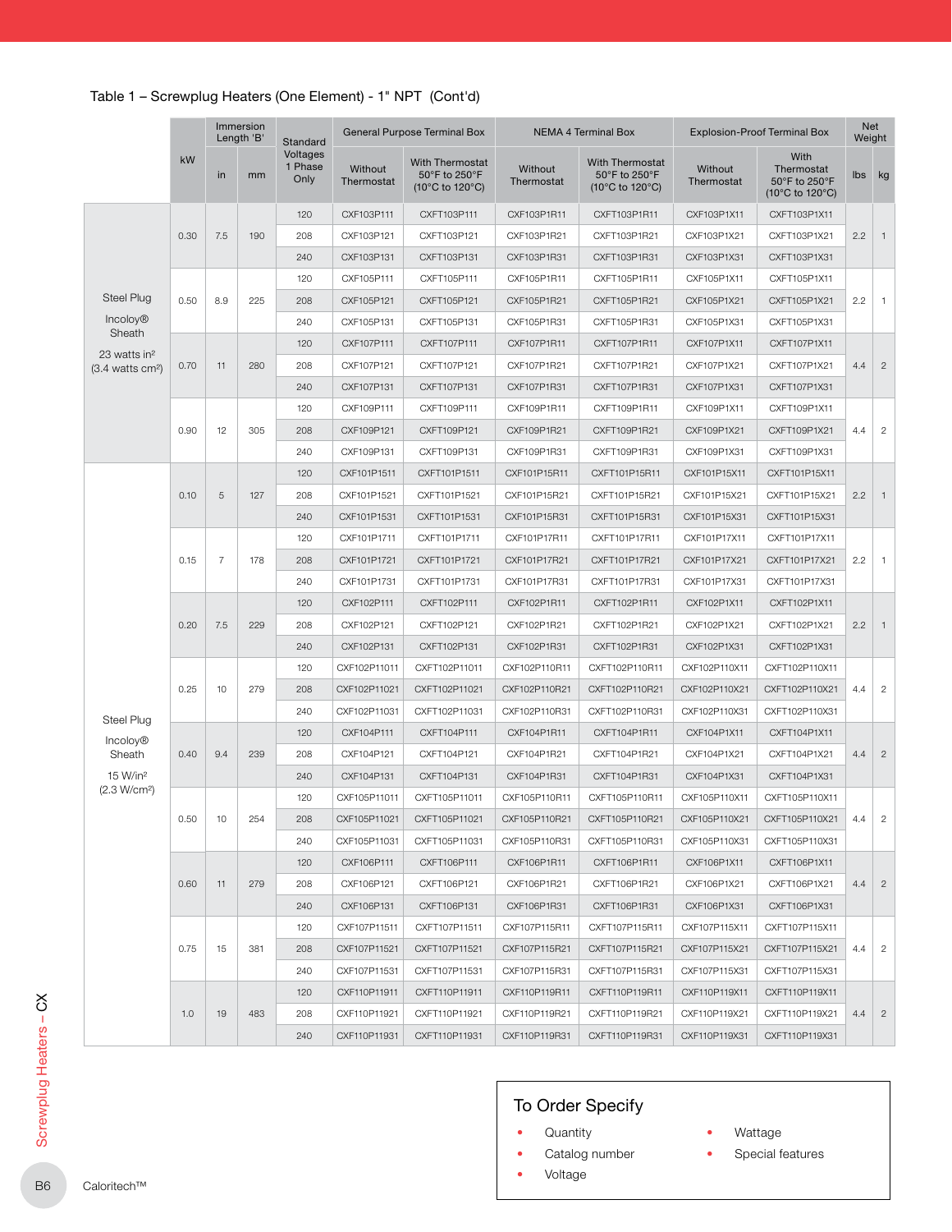## Table 1 – Screwplug Heaters (One Element) - 1" NPT (Cont'd)

| | kW | Immersion Length 'B' | | Standard Voltages 1 Phase Only | General Purpose Terminal Box | | NEMA 4 Terminal Box | | Explosion-Proof Terminal Box | | Net Weight | |
|---|---|---|---|---|---|---|---|---|---|---|---|---|
| | | in | mm | | Without Thermostat | With Thermostat 50°F to 250°F (10°C to 120°C) | Without Thermostat | With Thermostat 50°F to 250°F (10°C to 120°C) | Without Thermostat | With Thermostat 50°F to 250°F (10°C to 120°C) | lbs | kg |
| Steel Plug Incoloy® Sheath 23 watts in² (3.4 watts cm²) | 0.30 | 7.5 | 190 | 120 | CXF103P111 | CXFT103P111 | CXF103P1R11 | CXFT103P1R11 | CXF103P1X11 | CXFT103P1X11 | 2.2 | 1 |
| | | | | 208 | CXF103P121 | CXFT103P121 | CXF103P1R21 | CXFT103P1R21 | CXF103P1X21 | CXFT103P1X21 | | |
| | | | | 240 | CXF103P131 | CXFT103P131 | CXF103P1R31 | CXFT103P1R31 | CXF103P1X31 | CXFT103P1X31 | | |
| | 0.50 | 8.9 | 225 | 120 | CXF105P111 | CXFT105P111 | CXF105P1R11 | CXFT105P1R11 | CXF105P1X11 | CXFT105P1X11 | 2.2 | 1 |
| | | | | 208 | CXF105P121 | CXFT105P121 | CXF105P1R21 | CXFT105P1R21 | CXF105P1X21 | CXFT105P1X21 | | |
| | | | | 240 | CXF105P131 | CXFT105P131 | CXF105P1R31 | CXFT105P1R31 | CXF105P1X31 | CXFT105P1X31 | | |
| | 0.70 | 11 | 280 | 120 | CXF107P111 | CXFT107P111 | CXF107P1R11 | CXFT107P1R11 | CXF107P1X11 | CXFT107P1X11 | 4.4 | 2 |
| | | | | 208 | CXF107P121 | CXFT107P121 | CXF107P1R21 | CXFT107P1R21 | CXF107P1X21 | CXFT107P1X21 | | |
| | | | | 240 | CXF107P131 | CXFT107P131 | CXF107P1R31 | CXFT107P1R31 | CXF107P1X31 | CXFT107P1X31 | | |
| | 0.90 | 12 | 305 | 120 | CXF109P111 | CXFT109P111 | CXF109P1R11 | CXFT109P1R11 | CXF109P1X11 | CXFT109P1X11 | 4.4 | 2 |
| | | | | 208 | CXF109P121 | CXFT109P121 | CXF109P1R21 | CXFT109P1R21 | CXF109P1X21 | CXFT109P1X21 | | |
| | | | | 240 | CXF109P131 | CXFT109P131 | CXF109P1R31 | CXFT109P1R31 | CXF109P1X31 | CXFT109P1X31 | | |
| Steel Plug Incoloy® Sheath 15 W/in² (2.3 W/cm²) | 0.10 | 5 | 127 | 120 | CXF101P1511 | CXFT101P1511 | CXF101P15R11 | CXFT101P15R11 | CXF101P15X11 | CXFT101P15X11 | 2.2 | 1 |
| | | | | 208 | CXF101P1521 | CXFT101P1521 | CXF101P15R21 | CXFT101P15R21 | CXF101P15X21 | CXFT101P15X21 | | |
| | | | | 240 | CXF101P1531 | CXFT101P1531 | CXF101P15R31 | CXFT101P15R31 | CXF101P15X31 | CXFT101P15X31 | | |
| | 0.15 | 7 | 178 | 120 | CXF101P1711 | CXFT101P1711 | CXF101P17R11 | CXFT101P17R11 | CXF101P17X11 | CXFT101P17X11 | 2.2 | 1 |
| | | | | 208 | CXF101P1721 | CXFT101P1721 | CXF101P17R21 | CXFT101P17R21 | CXF101P17X21 | CXFT101P17X21 | | |
| | | | | 240 | CXF101P1731 | CXFT101P1731 | CXF101P17R31 | CXFT101P17R31 | CXF101P17X31 | CXFT101P17X31 | | |
| | 0.20 | 7.5 | 229 | 120 | CXF102P111 | CXFT102P111 | CXF102P1R11 | CXFT102P1R11 | CXF102P1X11 | CXFT102P1X11 | 2.2 | 1 |
| | | | | 208 | CXF102P121 | CXFT102P121 | CXF102P1R21 | CXFT102P1R21 | CXF102P1X21 | CXFT102P1X21 | | |
| | | | | 240 | CXF102P131 | CXFT102P131 | CXF102P1R31 | CXFT102P1R31 | CXF102P1X31 | CXFT102P1X31 | | |
| | 0.25 | 10 | 279 | 120 | CXF102P11011 | CXFT102P11011 | CXF102P110R11 | CXFT102P110R11 | CXF102P110X11 | CXFT102P110X11 | 4.4 | 2 |
| | | | | 208 | CXF102P11021 | CXFT102P11021 | CXF102P110R21 | CXFT102P110R21 | CXF102P110X21 | CXFT102P110X21 | | |
| | | | | 240 | CXF102P11031 | CXFT102P11031 | CXF102P110R31 | CXFT102P110R31 | CXF102P110X31 | CXFT102P110X31 | | |
| | 0.40 | 9.4 | 239 | 120 | CXF104P111 | CXFT104P111 | CXF104P1R11 | CXFT104P1R11 | CXF104P1X11 | CXFT104P1X11 | 4.4 | 2 |
| | | | | 208 | CXF104P121 | CXFT104P121 | CXF104P1R21 | CXFT104P1R21 | CXF104P1X21 | CXFT104P1X21 | | |
| | | | | 240 | CXF104P131 | CXFT104P131 | CXF104P1R31 | CXFT104P1R31 | CXF104P1X31 | CXFT104P1X31 | | |
| | 0.50 | 10 | 254 | 120 | CXF105P11011 | CXFT105P11011 | CXF105P110R11 | CXFT105P110R11 | CXF105P110X11 | CXFT105P110X11 | 4.4 | 2 |
| | | | | 208 | CXF105P11021 | CXFT105P11021 | CXF105P110R21 | CXFT105P110R21 | CXF105P110X21 | CXFT105P110X21 | | |
| | | | | 240 | CXF105P11031 | CXFT105P11031 | CXF105P110R31 | CXFT105P110R31 | CXF105P110X31 | CXFT105P110X31 | | |
| | 0.60 | 11 | 279 | 120 | CXF106P111 | CXFT106P111 | CXF106P1R11 | CXFT106P1R11 | CXF106P1X11 | CXFT106P1X11 | 4.4 | 2 |
| | | | | 208 | CXF106P121 | CXFT106P121 | CXF106P1R21 | CXFT106P1R21 | CXF106P1X21 | CXFT106P1X21 | | |
| | | | | 240 | CXF106P131 | CXFT106P131 | CXF106P1R31 | CXFT106P1R31 | CXF106P1X31 | CXFT106P1X31 | | |
| | 0.75 | 15 | 381 | 120 | CXF107P11511 | CXFT107P11511 | CXF107P115R11 | CXFT107P115R11 | CXF107P115X11 | CXFT107P115X11 | 4.4 | 2 |
| | | | | 208 | CXF107P11521 | CXFT107P11521 | CXF107P115R21 | CXFT107P115R21 | CXF107P115X21 | CXFT107P115X21 | | |
| | | | | 240 | CXF107P11531 | CXFT107P11531 | CXF107P115R31 | CXFT107P115R31 | CXF107P115X31 | CXFT107P115X31 | | |
| | 1.0 | 19 | 483 | 120 | CXF110P11911 | CXFT110P11911 | CXF110P119R11 | CXFT110P119R11 | CXF110P119X11 | CXFT110P119X11 | 4.4 | 2 |
| | | | | 208 | CXF110P11921 | CXFT110P11921 | CXF110P119R21 | CXFT110P119R21 | CXF110P119X21 | CXFT110P119X21 | | |
| | | | | 240 | CXF110P11931 | CXFT110P11931 | CXF110P119R31 | CXFT110P119R31 | CXF110P119X31 | CXFT110P119X31 | | |

### To Order Specify

- Quantity
- Catalog number
- Voltage
- Wattage
- Special features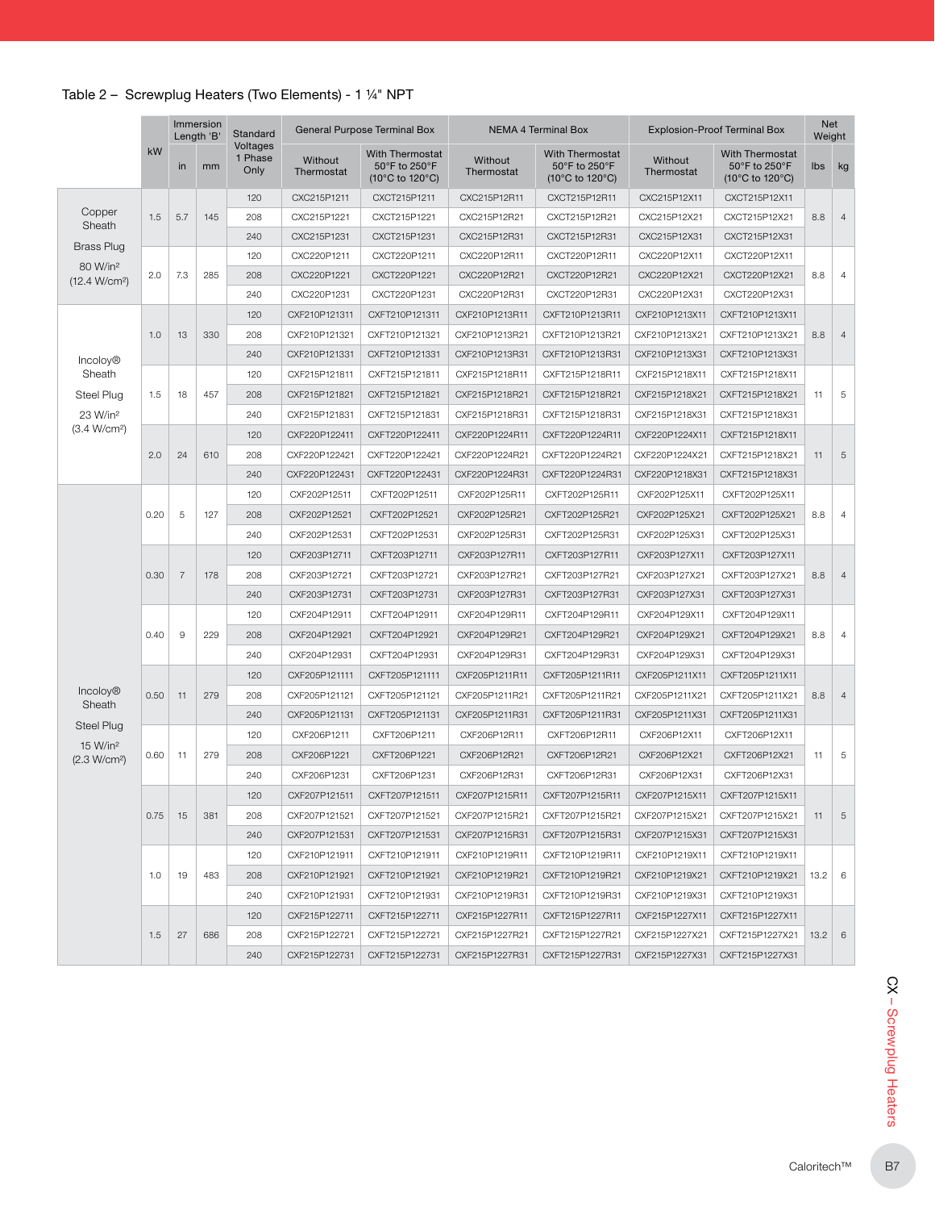## Table 2 – Screwplug Heaters (Two Elements) - 1 ¼" NPT

| | kW | Immersion Length 'B' | | Standard Voltages 1 Phase Only | General Purpose Terminal Box | | NEMA 4 Terminal Box | | Explosion-Proof Terminal Box | | Net Weight | |
|---|---|---|---|---|---|---|---|---|---|---|---|---|
| | | in | mm | | Without Thermostat | With Thermostat 50°F to 250°F (10°C to 120°C) | Without Thermostat | With Thermostat 50°F to 250°F (10°C to 120°C) | Without Thermostat | With Thermostat 50°F to 250°F (10°C to 120°C) | lbs | kg |
| Copper Sheath Brass Plug 80 W/in² (12.4 W/cm²) | 1.5 | 5.7 | 145 | 120 | CXC215P1211 | CXCT215P1211 | CXC215P12R11 | CXCT215P12R11 | CXC215P12X11 | CXCT215P12X11 | 8.8 | 4 |
| | | | | 208 | CXC215P1221 | CXCT215P1221 | CXC215P12R21 | CXCT215P12R21 | CXC215P12X21 | CXCT215P12X21 | | |
| | | | | 240 | CXC215P1231 | CXCT215P1231 | CXC215P12R31 | CXCT215P12R31 | CXC215P12X31 | CXCT215P12X31 | | |
| | 2.0 | 7.3 | 285 | 120 | CXC220P1211 | CXCT220P1211 | CXC220P12R11 | CXCT220P12R11 | CXC220P12X11 | CXCT220P12X11 | 8.8 | 4 |
| | | | | 208 | CXC220P1221 | CXCT220P1221 | CXC220P12R21 | CXCT220P12R21 | CXC220P12X21 | CXCT220P12X21 | | |
| | | | | 240 | CXC220P1231 | CXCT220P1231 | CXC220P12R31 | CXCT220P12R31 | CXC220P12X31 | CXCT220P12X31 | | |
| Incoloy® Sheath Steel Plug 23 W/in² (3.4 W/cm²) | 1.0 | 13 | 330 | 120 | CXF210P121311 | CXFT210P121311 | CXF210P1213R11 | CXFT210P1213R11 | CXF210P1213X11 | CXFT210P1213X11 | 8.8 | 4 |
| | | | | 208 | CXF210P121321 | CXFT210P121321 | CXF210P1213R21 | CXFT210P1213R21 | CXF210P1213X21 | CXFT210P1213X21 | | |
| | | | | 240 | CXF210P121331 | CXFT210P121331 | CXF210P1213R31 | CXFT210P1213R31 | CXF210P1213X31 | CXFT210P1213X31 | | |
| | 1.5 | 18 | 457 | 120 | CXF215P121811 | CXFT215P121811 | CXF215P1218R11 | CXFT215P1218R11 | CXF215P1218X11 | CXFT215P1218X11 | 11 | 5 |
| | | | | 208 | CXF215P121821 | CXFT215P121821 | CXF215P1218R21 | CXFT215P1218R21 | CXF215P1218X21 | CXFT215P1218X21 | | |
| | | | | 240 | CXF215P121831 | CXFT215P121831 | CXF215P1218R31 | CXFT215P1218R31 | CXF215P1218X31 | CXFT215P1218X31 | | |
| | 2.0 | 24 | 610 | 120 | CXF220P122411 | CXFT220P122411 | CXF220P1224R11 | CXFT220P1224R11 | CXF220P1224X11 | CXFT215P1218X11 | 11 | 5 |
| | | | | 208 | CXF220P122421 | CXFT220P122421 | CXF220P1224R21 | CXFT220P1224R21 | CXF220P1224X21 | CXFT215P1218X21 | | |
| | | | | 240 | CXF220P122431 | CXFT220P122431 | CXF220P1224R31 | CXFT220P1224R31 | CXF220P1218X31 | CXFT215P1218X31 | | |
| Incoloy® Sheath Steel Plug 15 W/in² (2.3 W/cm²) | 0.20 | 5 | 127 | 120 | CXF202P12511 | CXFT202P12511 | CXF202P125R11 | CXFT202P125R11 | CXF202P125X11 | CXFT202P125X11 | 8.8 | 4 |
| | | | | 208 | CXF202P12521 | CXFT202P12521 | CXF202P125R21 | CXFT202P125R21 | CXF202P125X21 | CXFT202P125X21 | | |
| | | | | 240 | CXF202P12531 | CXFT202P12531 | CXF202P125R31 | CXFT202P125R31 | CXF202P125X31 | CXFT202P125X31 | | |
| | 0.30 | 7 | 178 | 120 | CXF203P12711 | CXFT203P12711 | CXF203P127R11 | CXFT203P127R11 | CXF203P127X11 | CXFT203P127X11 | 8.8 | 4 |
| | | | | 208 | CXF203P12721 | CXFT203P12721 | CXF203P127R21 | CXFT203P127R21 | CXF203P127X21 | CXFT203P127X21 | | |
| | | | | 240 | CXF203P12731 | CXFT203P12731 | CXF203P127R31 | CXFT203P127R31 | CXF203P127X31 | CXFT203P127X31 | | |
| | 0.40 | 9 | 229 | 120 | CXF204P12911 | CXFT204P12911 | CXF204P129R11 | CXFT204P129R11 | CXF204P129X11 | CXFT204P129X11 | 8.8 | 4 |
| | | | | 208 | CXF204P12921 | CXFT204P12921 | CXF204P129R21 | CXFT204P129R21 | CXF204P129X21 | CXFT204P129X21 | | |
| | | | | 240 | CXF204P12931 | CXFT204P12931 | CXF204P129R31 | CXFT204P129R31 | CXF204P129X31 | CXFT204P129X31 | | |
| | 0.50 | 11 | 279 | 120 | CXF205P121111 | CXFT205P121111 | CXF205P1211R11 | CXFT205P1211R11 | CXF205P1211X11 | CXFT205P1211X11 | 8.8 | 4 |
| | | | | 208 | CXF205P121121 | CXFT205P121121 | CXF205P1211R21 | CXFT205P1211R21 | CXF205P1211X21 | CXFT205P1211X21 | | |
| | | | | 240 | CXF205P121131 | CXFT205P121131 | CXF205P1211R31 | CXFT205P1211R31 | CXF205P1211X31 | CXFT205P1211X31 | | |
| | 0.60 | 11 | 279 | 120 | CXF206P1211 | CXFT206P1211 | CXF206P12R11 | CXFT206P12R11 | CXF206P12X11 | CXFT206P12X11 | 11 | 5 |
| | | | | 208 | CXF206P1221 | CXFT206P1221 | CXF206P12R21 | CXFT206P12R21 | CXF206P12X21 | CXFT206P12X21 | | |
| | | | | 240 | CXF206P1231 | CXFT206P1231 | CXF206P12R31 | CXFT206P12R31 | CXF206P12X31 | CXFT206P12X31 | | |
| | 0.75 | 15 | 381 | 120 | CXF207P121511 | CXFT207P121511 | CXF207P1215R11 | CXFT207P1215R11 | CXF207P1215X11 | CXFT207P1215X11 | 11 | 5 |
| | | | | 208 | CXF207P121521 | CXFT207P121521 | CXF207P1215R21 | CXFT207P1215R21 | CXF207P1215X21 | CXFT207P1215X21 | | |
| | | | | 240 | CXF207P121531 | CXFT207P121531 | CXF207P1215R31 | CXFT207P1215R31 | CXF207P1215X31 | CXFT207P1215X31 | | |
| | 1.0 | 19 | 483 | 120 | CXF210P121911 | CXFT210P121911 | CXF210P1219R11 | CXFT210P1219R11 | CXF210P1219X11 | CXFT210P1219X11 | 13.2 | 6 |
| | | | | 208 | CXF210P121921 | CXFT210P121921 | CXF210P1219R21 | CXFT210P1219R21 | CXF210P1219X21 | CXFT210P1219X21 | | |
| | | | | 240 | CXF210P121931 | CXFT210P121931 | CXF210P1219R31 | CXFT210P1219R31 | CXF210P1219X31 | CXFT210P1219X31 | | |
| | 1.5 | 27 | 686 | 120 | CXF215P122711 | CXFT215P122711 | CXF215P1227R11 | CXFT215P1227R11 | CXF215P1227X11 | CXFT215P1227X11 | 13.2 | 6 |
| | | | | 208 | CXF215P122721 | CXFT215P122721 | CXF215P1227R21 | CXFT215P1227R21 | CXF215P1227X21 | CXFT215P1227X21 | | |
| | | | | 240 | CXF215P122731 | CXFT215P122731 | CXF215P1227R31 | CXFT215P1227R31 | CXF215P1227X31 | CXFT215P1227X31 | | |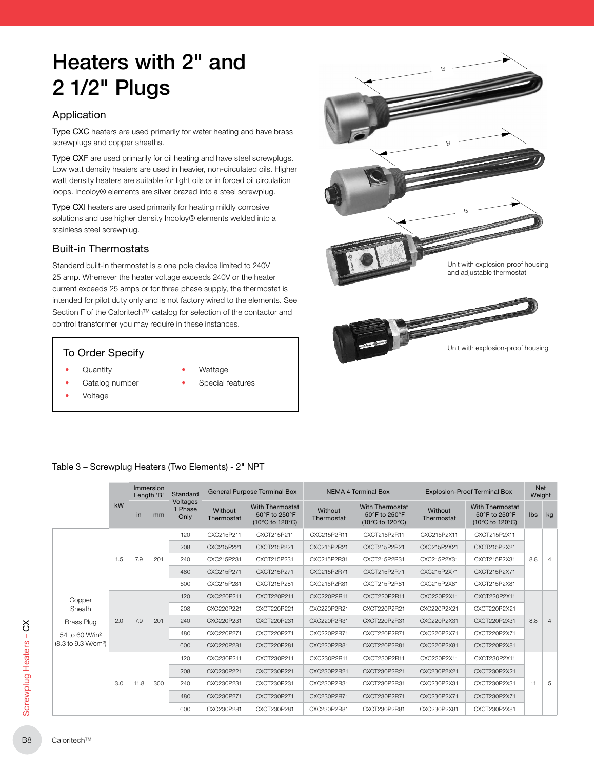# Heaters with 2" and 2 1/2" Plugs

## Application

Type CXC heaters are used primarily for water heating and have brass screwplugs and copper sheaths.

Type CXF are used primarily for oil heating and have steel screwplugs. Low watt density heaters are used in heavier, non-circulated oils. Higher watt density heaters are suitable for light oils or in forced oil circulation loops. Incoloy® elements are silver brazed into a steel screwplug.

Type CXI heaters are used primarily for heating mildly corrosive solutions and use higher density Incoloy® elements welded into a stainless steel screwplug.

## Built-in Thermostats

Standard built-in thermostat is a one pole device limited to 240V 25 amp. Whenever the heater voltage exceeds 240V or the heater current exceeds 25 amps or for three phase supply, the thermostat is intended for pilot duty only and is not factory wired to the elements. See Section F of the Caloritech™ catalog for selection of the contactor and control transformer you may require in these instances.

### To Order Specify

- Quantity
- Catalog number
- Voltage
- Wattage
- Special features

Unit with explosion-proof housing and adjustable thermostat

Unit with explosion-proof housing

Table 3 – Screwplug Heaters (Two Elements) - 2" NPT

| | kW | Immersion Length 'B' | | Standard Voltages 1 Phase Only | General Purpose Terminal Box | | NEMA 4 Terminal Box | | Explosion-Proof Terminal Box | | Net Weight | |
|---|---|---|---|---|---|---|---|---|---|---|---|---|
| | | in | mm | | Without Thermostat | With Thermostat 50°F to 250°F (10°C to 120°C) | Without Thermostat | With Thermostat 50°F to 250°F (10°C to 120°C) | Without Thermostat | With Thermostat 50°F to 250°F (10°C to 120°C) | lbs | kg |
| Copper Sheath<br>Brass Plug<br>54 to 60 W/in² (8.3 to 9.3 W/cm²) | 1.5 | 7.9 | 201 | 120 | CXC215P211 | CXCT215P211 | CXC215P2R11 | CXCT215P2R11 | CXC215P2X11 | CXCT215P2X11 | 8.8 | 4 |
| | | | | 208 | CXC215P221 | CXCT215P221 | CXC215P2R21 | CXCT215P2R21 | CXC215P2X21 | CXCT215P2X21 | | |
| | | | | 240 | CXC215P231 | CXCT215P231 | CXC215P2R31 | CXCT215P2R31 | CXC215P2X31 | CXCT215P2X31 | | |
| | | | | 480 | CXC215P271 | CXCT215P271 | CXC215P2R71 | CXCT215P2R71 | CXC215P2X71 | CXCT215P2X71 | | |
| | | | | 600 | CXC215P281 | CXCT215P281 | CXC215P2R81 | CXCT215P2R81 | CXC215P2X81 | CXCT215P2X81 | | |
| | 2.0 | 7.9 | 201 | 120 | CXC220P211 | CXCT220P211 | CXC220P2R11 | CXCT220P2R11 | CXC220P2X11 | CXCT220P2X11 | 8.8 | 4 |
| | | | | 208 | CXC220P221 | CXCT220P221 | CXC220P2R21 | CXCT220P2R21 | CXC220P2X21 | CXCT220P2X21 | | |
| | | | | 240 | CXC220P231 | CXCT220P231 | CXC220P2R31 | CXCT220P2R31 | CXC220P2X31 | CXCT220P2X31 | | |
| | | | | 480 | CXC220P271 | CXCT220P271 | CXC220P2R71 | CXCT220P2R71 | CXC220P2X71 | CXCT220P2X71 | | |
| | | | | 600 | CXC220P281 | CXCT220P281 | CXC220P2R81 | CXCT220P2R81 | CXC220P2X81 | CXCT220P2X81 | | |
| | 3.0 | 11.8 | 300 | 120 | CXC230P211 | CXCT230P211 | CXC230P2R11 | CXCT230P2R11 | CXC230P2X11 | CXCT230P2X11 | 11 | 5 |
| | | | | 208 | CXC230P221 | CXCT230P221 | CXC230P2R21 | CXCT230P2R21 | CXC230P2X21 | CXCT230P2X21 | | |
| | | | | 240 | CXC230P231 | CXCT230P231 | CXC230P2R31 | CXCT230P2R31 | CXC230P2X31 | CXCT230P2X31 | | |
| | | | | 480 | CXC230P271 | CXCT230P271 | CXC230P2R71 | CXCT230P2R71 | CXC230P2X71 | CXCT230P2X71 | | |
| | | | | 600 | CXC230P281 | CXCT230P281 | CXC230P2R81 | CXCT230P2R81 | CXC230P2X81 | CXCT230P2X81 | | |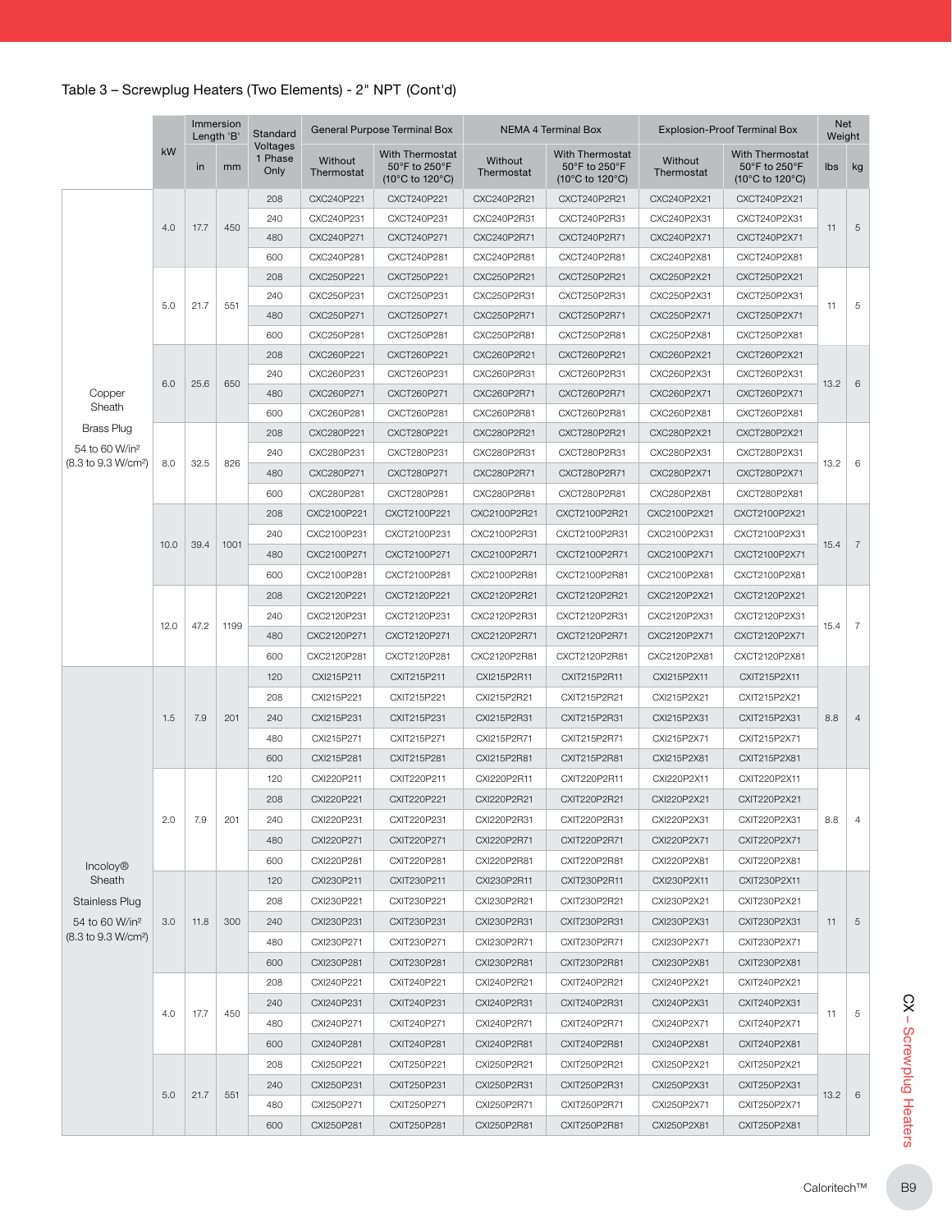## Table 3 – Screwplug Heaters (Two Elements) - 2" NPT (Cont'd)

| | kW | Immersion Length 'B' | | Standard Voltages 1 Phase Only | General Purpose Terminal Box | | NEMA 4 Terminal Box | | Explosion-Proof Terminal Box | | Net Weight | |
|---|---|---|---|---|---|---|---|---|---|---|---|---|
| | | in | mm | | Without Thermostat | With Thermostat 50°F to 250°F (10°C to 120°C) | Without Thermostat | With Thermostat 50°F to 250°F (10°C to 120°C) | Without Thermostat | With Thermostat 50°F to 250°F (10°C to 120°C) | lbs | kg |
| Copper Sheath<br>Brass Plug<br>54 to 60 W/in² (8.3 to 9.3 W/cm²) | 4.0 | 17.7 | 450 | 208 | CXC240P221 | CXCT240P221 | CXC240P2R21 | CXCT240P2R21 | CXC240P2X21 | CXCT240P2X21 | 11 | 5 |
| | | | | 240 | CXC240P231 | CXCT240P231 | CXC240P2R31 | CXCT240P2R31 | CXC240P2X31 | CXCT240P2X31 | | |
| | | | | 480 | CXC240P271 | CXCT240P271 | CXC240P2R71 | CXCT240P2R71 | CXC240P2X71 | CXCT240P2X71 | | |
| | | | | 600 | CXC240P281 | CXCT240P281 | CXC240P2R81 | CXCT240P2R81 | CXC240P2X81 | CXCT240P2X81 | | |
| | 5.0 | 21.7 | 551 | 208 | CXC250P221 | CXCT250P221 | CXC250P2R21 | CXCT250P2R21 | CXC250P2X21 | CXCT250P2X21 | 11 | 5 |
| | | | | 240 | CXC250P231 | CXCT250P231 | CXC250P2R31 | CXCT250P2R31 | CXC250P2X31 | CXCT250P2X31 | | |
| | | | | 480 | CXC250P271 | CXCT250P271 | CXC250P2R71 | CXCT250P2R71 | CXC250P2X71 | CXCT250P2X71 | | |
| | | | | 600 | CXC250P281 | CXCT250P281 | CXC250P2R81 | CXCT250P2R81 | CXC250P2X81 | CXCT250P2X81 | | |
| | 6.0 | 25.6 | 650 | 208 | CXC260P221 | CXCT260P221 | CXC260P2R21 | CXCT260P2R21 | CXC260P2X21 | CXCT260P2X21 | 13.2 | 6 |
| | | | | 240 | CXC260P231 | CXCT260P231 | CXC260P2R31 | CXCT260P2R31 | CXC260P2X31 | CXCT260P2X31 | | |
| | | | | 480 | CXC260P271 | CXCT260P271 | CXC260P2R71 | CXCT260P2R71 | CXC260P2X71 | CXCT260P2X71 | | |
| | | | | 600 | CXC260P281 | CXCT260P281 | CXC260P2R81 | CXCT260P2R81 | CXC260P2X81 | CXCT260P2X81 | | |
| | 8.0 | 32.5 | 826 | 208 | CXC280P221 | CXCT280P221 | CXC280P2R21 | CXCT280P2R21 | CXC280P2X21 | CXCT280P2X21 | 13.2 | 6 |
| | | | | 240 | CXC280P231 | CXCT280P231 | CXC280P2R31 | CXCT280P2R31 | CXC280P2X31 | CXCT280P2X31 | | |
| | | | | 480 | CXC280P271 | CXCT280P271 | CXC280P2R71 | CXCT280P2R71 | CXC280P2X71 | CXCT280P2X71 | | |
| | | | | 600 | CXC280P281 | CXCT280P281 | CXC280P2R81 | CXCT280P2R81 | CXC280P2X81 | CXCT280P2X81 | | |
| | 10.0 | 39.4 | 1001 | 208 | CXC2100P221 | CXCT2100P221 | CXC2100P2R21 | CXCT2100P2R21 | CXC2100P2X21 | CXCT2100P2X21 | 15.4 | 7 |
| | | | | 240 | CXC2100P231 | CXCT2100P231 | CXC2100P2R31 | CXCT2100P2R31 | CXC2100P2X31 | CXCT2100P2X31 | | |
| | | | | 480 | CXC2100P271 | CXCT2100P271 | CXC2100P2R71 | CXCT2100P2R71 | CXC2100P2X71 | CXCT2100P2X71 | | |
| | | | | 600 | CXC2100P281 | CXCT2100P281 | CXC2100P2R81 | CXCT2100P2R81 | CXC2100P2X81 | CXCT2100P2X81 | | |
| | 12.0 | 47.2 | 1199 | 208 | CXC2120P221 | CXCT2120P221 | CXC2120P2R21 | CXCT2120P2R21 | CXC2120P2X21 | CXCT2120P2X21 | 15.4 | 7 |
| | | | | 240 | CXC2120P231 | CXCT2120P231 | CXC2120P2R31 | CXCT2120P2R31 | CXC2120P2X31 | CXCT2120P2X31 | | |
| | | | | 480 | CXC2120P271 | CXCT2120P271 | CXC2120P2R71 | CXCT2120P2R71 | CXC2120P2X71 | CXCT2120P2X71 | | |
| | | | | 600 | CXC2120P281 | CXCT2120P281 | CXC2120P2R81 | CXCT2120P2R81 | CXC2120P2X81 | CXCT2120P2X81 | | |
| Incoloy® Sheath<br>Stainless Plug<br>54 to 60 W/in² (8.3 to 9.3 W/cm²) | 1.5 | 7.9 | 201 | 120 | CXI215P211 | CXIT215P211 | CXI215P2R11 | CXIT215P2R11 | CXI215P2X11 | CXIT215P2X11 | 8.8 | 4 |
| | | | | 208 | CXI215P221 | CXIT215P221 | CXI215P2R21 | CXIT215P2R21 | CXI215P2X21 | CXIT215P2X21 | | |
| | | | | 240 | CXI215P231 | CXIT215P231 | CXI215P2R31 | CXIT215P2R31 | CXI215P2X31 | CXIT215P2X31 | | |
| | | | | 480 | CXI215P271 | CXIT215P271 | CXI215P2R71 | CXIT215P2R71 | CXI215P2X71 | CXIT215P2X71 | | |
| | | | | 600 | CXI215P281 | CXIT215P281 | CXI215P2R81 | CXIT215P2R81 | CXI215P2X81 | CXIT215P2X81 | | |
| | 2.0 | 7.9 | 201 | 120 | CXI220P211 | CXIT220P211 | CXI220P2R11 | CXIT220P2R11 | CXI220P2X11 | CXIT220P2X11 | 8.8 | 4 |
| | | | | 208 | CXI220P221 | CXIT220P221 | CXI220P2R21 | CXIT220P2R21 | CXI220P2X21 | CXIT220P2X21 | | |
| | | | | 240 | CXI220P231 | CXIT220P231 | CXI220P2R31 | CXIT220P2R31 | CXI220P2X31 | CXIT220P2X31 | | |
| | | | | 480 | CXI220P271 | CXIT220P271 | CXI220P2R71 | CXIT220P2R71 | CXI220P2X71 | CXIT220P2X71 | | |
| | | | | 600 | CXI220P281 | CXIT220P281 | CXI220P2R81 | CXIT220P2R81 | CXI220P2X81 | CXIT220P2X81 | | |
| | 3.0 | 11.8 | 300 | 120 | CXI230P211 | CXIT230P211 | CXI230P2R11 | CXIT230P2R11 | CXI230P2X11 | CXIT230P2X11 | 11 | 5 |
| | | | | 208 | CXI230P221 | CXIT230P221 | CXI230P2R21 | CXIT230P2R21 | CXI230P2X21 | CXIT230P2X21 | | |
| | | | | 240 | CXI230P231 | CXIT230P231 | CXI230P2R31 | CXIT230P2R31 | CXI230P2X31 | CXIT230P2X31 | | |
| | | | | 480 | CXI230P271 | CXIT230P271 | CXI230P2R71 | CXIT230P2R71 | CXI230P2X71 | CXIT230P2X71 | | |
| | | | | 600 | CXI230P281 | CXIT230P281 | CXI230P2R81 | CXIT230P2R81 | CXI230P2X81 | CXIT230P2X81 | | |
| | 4.0 | 17.7 | 450 | 208 | CXI240P221 | CXIT240P221 | CXI240P2R21 | CXIT240P2R21 | CXI240P2X21 | CXIT240P2X21 | 11 | 5 |
| | | | | 240 | CXI240P231 | CXIT240P231 | CXI240P2R31 | CXIT240P2R31 | CXI240P2X31 | CXIT240P2X31 | | |
| | | | | 480 | CXI240P271 | CXIT240P271 | CXI240P2R71 | CXIT240P2R71 | CXI240P2X71 | CXIT240P2X71 | | |
| | | | | 600 | CXI240P281 | CXIT240P281 | CXI240P2R81 | CXIT240P2R81 | CXI240P2X81 | CXIT240P2X81 | | |
| | 5.0 | 21.7 | 551 | 208 | CXI250P221 | CXIT250P221 | CXI250P2R21 | CXIT250P2R21 | CXI250P2X21 | CXIT250P2X21 | 13.2 | 6 |
| | | | | 240 | CXI250P231 | CXIT250P231 | CXI250P2R31 | CXIT250P2R31 | CXI250P2X31 | CXIT250P2X31 | | |
| | | | | 480 | CXI250P271 | CXIT250P271 | CXI250P2R71 | CXIT250P2R71 | CXI250P2X71 | CXIT250P2X71 | | |
| | | | | 600 | CXI250P281 | CXIT250P281 | CXI250P2R81 | CXIT250P2R81 | CXI250P2X81 | CXIT250P2X81 | | |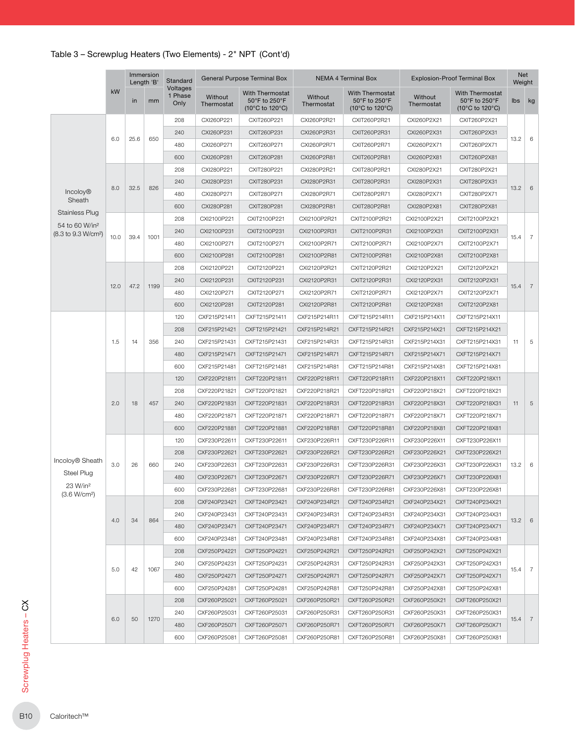## Table 3 – Screwplug Heaters (Two Elements) - 2" NPT (Cont'd)

| | kW | Immersion Length 'B' | | Standard Voltages 1 Phase Only | General Purpose Terminal Box | | NEMA 4 Terminal Box | | Explosion-Proof Terminal Box | | Net Weight | |
|---|---|---|---|---|---|---|---|---|---|---|---|---|
| | | in | mm | | Without Thermostat | With Thermostat 50°F to 250°F (10°C to 120°C) | Without Thermostat | With Thermostat 50°F to 250°F (10°C to 120°C) | Without Thermostat | With Thermostat 50°F to 250°F (10°C to 120°C) | lbs | kg |
| Incoloy® Sheath Stainless Plug 54 to 60 W/in² (8.3 to 9.3 W/cm²) | 6.0 | 25.6 | 650 | 208 | CXI260P221 | CXIT260P221 | CXI260P2R21 | CXIT260P2R21 | CXI260P2X21 | CXIT260P2X21 | 13.2 | 6 |
| | | | | 240 | CXI260P231 | CXIT260P231 | CXI260P2R31 | CXIT260P2R31 | CXI260P2X31 | CXIT260P2X31 | | |
| | | | | 480 | CXI260P271 | CXIT260P271 | CXI260P2R71 | CXIT260P2R71 | CXI260P2X71 | CXIT260P2X71 | | |
| | | | | 600 | CXI260P281 | CXIT260P281 | CXI260P2R81 | CXIT260P2R81 | CXI260P2X81 | CXIT260P2X81 | | |
| | 8.0 | 32.5 | 826 | 208 | CXI280P221 | CXIT280P221 | CXI280P2R21 | CXIT280P2R21 | CXI280P2X21 | CXIT280P2X21 | 13.2 | 6 |
| | | | | 240 | CXI280P231 | CXIT280P231 | CXI280P2R31 | CXIT280P2R31 | CXI280P2X31 | CXIT280P2X31 | | |
| | | | | 480 | CXI280P271 | CXIT280P271 | CXI280P2R71 | CXIT280P2R71 | CXI280P2X71 | CXIT280P2X71 | | |
| | | | | 600 | CXI280P281 | CXIT280P281 | CXI280P2R81 | CXIT280P2R81 | CXI280P2X81 | CXIT280P2X81 | | |
| | 10.0 | 39.4 | 1001 | 208 | CXI2100P221 | CXIT2100P221 | CXI2100P2R21 | CXIT2100P2R21 | CXI2100P2X21 | CXIT2100P2X21 | 15.4 | 7 |
| | | | | 240 | CXI2100P231 | CXIT2100P231 | CXI2100P2R31 | CXIT2100P2R31 | CXI2100P2X31 | CXIT2100P2X31 | | |
| | | | | 480 | CXI2100P271 | CXIT2100P271 | CXI2100P2R71 | CXIT2100P2R71 | CXI2100P2X71 | CXIT2100P2X71 | | |
| | | | | 600 | CXI2100P281 | CXIT2100P281 | CXI2100P2R81 | CXIT2100P2R81 | CXI2100P2X81 | CXIT2100P2X81 | | |
| | 12.0 | 47.2 | 1199 | 208 | CXI2120P221 | CXIT2120P221 | CXI2120P2R21 | CXIT2120P2R21 | CXI2120P2X21 | CXIT2120P2X21 | 15.4 | 7 |
| | | | | 240 | CXI2120P231 | CXIT2120P231 | CXI2120P2R31 | CXIT2120P2R31 | CXI2120P2X31 | CXIT2120P2X31 | | |
| | | | | 480 | CXI2120P271 | CXIT2120P271 | CXI2120P2R71 | CXIT2120P2R71 | CXI2120P2X71 | CXIT2120P2X71 | | |
| | | | | 600 | CXI2120P281 | CXIT2120P281 | CXI2120P2R81 | CXIT2120P2R81 | CXI2120P2X81 | CXIT2120P2X81 | | |
| Incoloy® Sheath Steel Plug 23 W/in² (3.6 W/cm²) | 1.5 | 14 | 356 | 120 | CXF215P21411 | CXFT215P21411 | CXF215P214R11 | CXFT215P214R11 | CXF215P214X11 | CXFT215P214X11 | 11 | 5 |
| | | | | 208 | CXF215P21421 | CXFT215P21421 | CXF215P214R21 | CXFT215P214R21 | CXF215P214X21 | CXFT215P214X21 | | |
| | | | | 240 | CXF215P21431 | CXFT215P21431 | CXF215P214R31 | CXFT215P214R31 | CXF215P214X31 | CXFT215P214X31 | | |
| | | | | 480 | CXF215P21471 | CXFT215P21471 | CXF215P214R71 | CXFT215P214R71 | CXF215P214X71 | CXFT215P214X71 | | |
| | | | | 600 | CXF215P21481 | CXFT215P21481 | CXF215P214R81 | CXFT215P214R81 | CXF215P214X81 | CXFT215P214X81 | | |
| | 2.0 | 18 | 457 | 120 | CXF220P21811 | CXFT220P21811 | CXF220P218R11 | CXFT220P218R11 | CXF220P218X11 | CXFT220P218X11 | 11 | 5 |
| | | | | 208 | CXF220P21821 | CXFT220P21821 | CXF220P218R21 | CXFT220P218R21 | CXF220P218X21 | CXFT220P218X21 | | |
| | | | | 240 | CXF220P21831 | CXFT220P21831 | CXF220P218R31 | CXFT220P218R31 | CXF220P218X31 | CXFT220P218X31 | | |
| | | | | 480 | CXF220P21871 | CXFT220P21871 | CXF220P218R71 | CXFT220P218R71 | CXF220P218X71 | CXFT220P218X71 | | |
| | | | | 600 | CXF220P21881 | CXFT220P21881 | CXF220P218R81 | CXFT220P218R81 | CXF220P218X81 | CXFT220P218X81 | | |
| | 3.0 | 26 | 660 | 120 | CXF230P22611 | CXFT230P22611 | CXF230P226R11 | CXFT230P226R11 | CXF230P226X11 | CXFT230P226X11 | 13.2 | 6 |
| | | | | 208 | CXF230P22621 | CXFT230P22621 | CXF230P226R21 | CXFT230P226R21 | CXF230P226X21 | CXFT230P226X21 | | |
| | | | | 240 | CXF230P22631 | CXFT230P22631 | CXF230P226R31 | CXFT230P226R31 | CXF230P226X31 | CXFT230P226X31 | | |
| | | | | 480 | CXF230P22671 | CXFT230P22671 | CXF230P226R71 | CXFT230P226R71 | CXF230P226X71 | CXFT230P226X81 | | |
| | | | | 600 | CXF230P22681 | CXFT230P22681 | CXF230P226R81 | CXFT230P226R81 | CXF230P226X81 | CXFT230P226X81 | | |
| | 4.0 | 34 | 864 | 208 | CXF240P23421 | CXFT240P23421 | CXF240P234R21 | CXFT240P234R21 | CXF240P234X21 | CXFT240P234X21 | 13.2 | 6 |
| | | | | 240 | CXF240P23431 | CXFT240P23431 | CXF240P234R31 | CXFT240P234R31 | CXF240P234X31 | CXFT240P234X31 | | |
| | | | | 480 | CXF240P23471 | CXFT240P23471 | CXF240P234R71 | CXFT240P234R71 | CXF240P234X71 | CXFT240P234X71 | | |
| | | | | 600 | CXF240P23481 | CXFT240P23481 | CXF240P234R81 | CXFT240P234R81 | CXF240P234X81 | CXFT240P234X81 | | |
| | 5.0 | 42 | 1067 | 208 | CXF250P24221 | CXFT250P24221 | CXF250P242R21 | CXFT250P242R21 | CXF250P242X21 | CXFT250P242X21 | 15.4 | 7 |
| | | | | 240 | CXF250P24231 | CXFT250P24231 | CXF250P242R31 | CXFT250P242R31 | CXF250P242X31 | CXFT250P242X31 | | |
| | | | | 480 | CXF250P24271 | CXFT250P24271 | CXF250P242R71 | CXFT250P242R71 | CXF250P242X71 | CXFT250P242X71 | | |
| | | | | 600 | CXF250P24281 | CXFT250P24281 | CXF250P242R81 | CXFT250P242R81 | CXF250P242X81 | CXFT250P242X81 | | |
| | 6.0 | 50 | 1270 | 208 | CXF260P25021 | CXFT260P25021 | CXF260P250R21 | CXFT260P250R21 | CXF260P250X21 | CXFT260P250X21 | 15.4 | 7 |
| | | | | 240 | CXF260P25031 | CXFT260P25031 | CXF260P250R31 | CXFT260P250R31 | CXF260P250X31 | CXFT260P250X31 | | |
| | | | | 480 | CXF260P25071 | CXFT260P25071 | CXF260P250R71 | CXFT260P250R71 | CXF260P250X71 | CXFT260P250X71 | | |
| | | | | 600 | CXF260P25081 | CXFT260P25081 | CXF260P250R81 | CXFT260P250R81 | CXF260P250X81 | CXFT260P250X81 | | |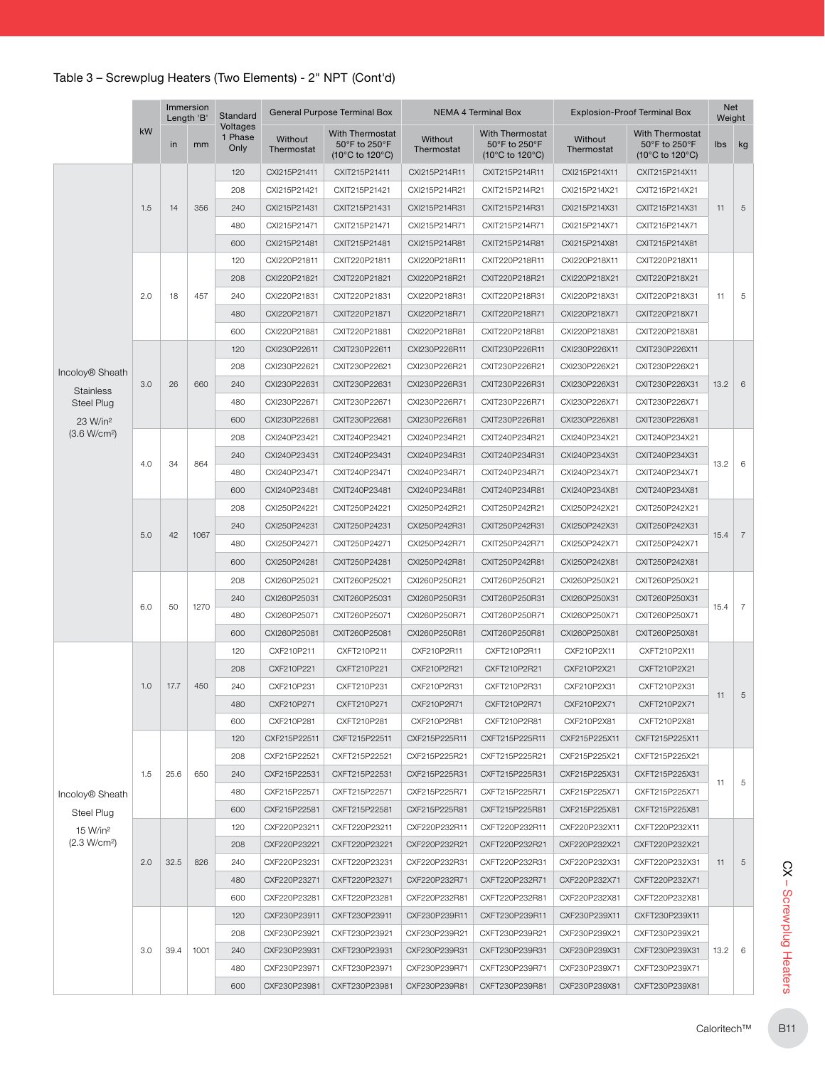Table 3 – Screwplug Heaters (Two Elements) - 2" NPT (Cont'd)

| | kW | Immersion Length 'B' | | Standard Voltages 1 Phase Only | General Purpose Terminal Box | | NEMA 4 Terminal Box | | Explosion-Proof Terminal Box | | Net Weight | |
|---|---|---|---|---|---|---|---|---|---|---|---|---|
| | | in | mm | | Without Thermostat | With Thermostat 50°F to 250°F (10°C to 120°C) | Without Thermostat | With Thermostat 50°F to 250°F (10°C to 120°C) | Without Thermostat | With Thermostat 50°F to 250°F (10°C to 120°C) | lbs | kg |
| Incoloy® Sheath Stainless Steel Plug 23 W/in² (3.6 W/cm²) | 1.5 | 14 | 356 | 120 | CXI215P21411 | CXIT215P21411 | CXI215P214R11 | CXIT215P214R11 | CXI215P214X11 | CXIT215P214X11 | 11 | 5 |
| | | | | 208 | CXI215P21421 | CXIT215P21421 | CXI215P214R21 | CXIT215P214R21 | CXI215P214X21 | CXIT215P214X21 | | |
| | | | | 240 | CXI215P21431 | CXIT215P21431 | CXI215P214R31 | CXIT215P214R31 | CXI215P214X31 | CXIT215P214X31 | | |
| | | | | 480 | CXI215P21471 | CXIT215P21471 | CXI215P214R71 | CXIT215P214R71 | CXI215P214X71 | CXIT215P214X71 | | |
| | | | | 600 | CXI215P21481 | CXIT215P21481 | CXI215P214R81 | CXIT215P214R81 | CXI215P214X81 | CXIT215P214X81 | | |
| | 2.0 | 18 | 457 | 120 | CXI220P21811 | CXIT220P21811 | CXI220P218R11 | CXIT220P218R11 | CXI220P218X11 | CXIT220P218X11 | 11 | 5 |
| | | | | 208 | CXI220P21821 | CXIT220P21821 | CXI220P218R21 | CXIT220P218R21 | CXI220P218X21 | CXIT220P218X21 | | |
| | | | | 240 | CXI220P21831 | CXIT220P21831 | CXI220P218R31 | CXIT220P218R31 | CXI220P218X31 | CXIT220P218X31 | | |
| | | | | 480 | CXI220P21871 | CXIT220P21871 | CXI220P218R71 | CXIT220P218R71 | CXI220P218X71 | CXIT220P218X71 | | |
| | | | | 600 | CXI220P21881 | CXIT220P21881 | CXI220P218R81 | CXIT220P218R81 | CXI220P218X81 | CXIT220P218X81 | | |
| | 3.0 | 26 | 660 | 120 | CXI230P22611 | CXIT230P22611 | CXI230P226R11 | CXIT230P226R11 | CXI230P226X11 | CXIT230P226X11 | 13.2 | 6 |
| | | | | 208 | CXI230P22621 | CXIT230P22621 | CXI230P226R21 | CXIT230P226R21 | CXI230P226X21 | CXIT230P226X21 | | |
| | | | | 240 | CXI230P22631 | CXIT230P22631 | CXI230P226R31 | CXIT230P226R31 | CXI230P226X31 | CXIT230P226X31 | | |
| | | | | 480 | CXI230P22671 | CXIT230P22671 | CXI230P226R71 | CXIT230P226R71 | CXI230P226X71 | CXIT230P226X71 | | |
| | | | | 600 | CXI230P22681 | CXIT230P22681 | CXI230P226R81 | CXIT230P226R81 | CXI230P226X81 | CXIT230P226X81 | | |
| | 4.0 | 34 | 864 | 208 | CXI240P23421 | CXIT240P23421 | CXI240P234R21 | CXIT240P234R21 | CXI240P234X21 | CXIT240P234X21 | 13.2 | 6 |
| | | | | 240 | CXI240P23431 | CXIT240P23431 | CXI240P234R31 | CXIT240P234R31 | CXI240P234X31 | CXIT240P234X31 | | |
| | | | | 480 | CXI240P23471 | CXIT240P23471 | CXI240P234R71 | CXIT240P234R71 | CXI240P234X71 | CXIT240P234X71 | | |
| | | | | 600 | CXI240P23481 | CXIT240P23481 | CXI240P234R81 | CXIT240P234R81 | CXI240P234X81 | CXIT240P234X81 | | |
| | 5.0 | 42 | 1067 | 208 | CXI250P24221 | CXIT250P24221 | CXI250P242R21 | CXIT250P242R21 | CXI250P242X21 | CXIT250P242X21 | 15.4 | 7 |
| | | | | 240 | CXI250P24231 | CXIT250P24231 | CXI250P242R31 | CXIT250P242R31 | CXI250P242X31 | CXIT250P242X31 | | |
| | | | | 480 | CXI250P24271 | CXIT250P24271 | CXI250P242R71 | CXIT250P242R71 | CXI250P242X71 | CXIT250P242X71 | | |
| | | | | 600 | CXI250P24281 | CXIT250P24281 | CXI250P242R81 | CXIT250P242R81 | CXI250P242X81 | CXIT250P242X81 | | |
| | 6.0 | 50 | 1270 | 208 | CXI260P25021 | CXIT260P25021 | CXI260P250R21 | CXIT260P250R21 | CXI260P250X21 | CXIT260P250X21 | 15.4 | 7 |
| | | | | 240 | CXI260P25031 | CXIT260P25031 | CXI260P250R31 | CXIT260P250R31 | CXI260P250X31 | CXIT260P250X31 | | |
| | | | | 480 | CXI260P25071 | CXIT260P25071 | CXI260P250R71 | CXIT260P250R71 | CXI260P250X71 | CXIT260P250X71 | | |
| | | | | 600 | CXI260P25081 | CXIT260P25081 | CXI260P250R81 | CXIT260P250R81 | CXI260P250X81 | CXIT260P250X81 | | |
| Incoloy® Sheath Steel Plug 15 W/in² (2.3 W/cm²) | 1.0 | 17.7 | 450 | 120 | CXF210P211 | CXFT210P211 | CXF210P2R11 | CXFT210P2R11 | CXF210P2X11 | CXFT210P2X11 | 11 | 5 |
| | | | | 208 | CXF210P221 | CXFT210P221 | CXF210P2R21 | CXFT210P2R21 | CXF210P2X21 | CXFT210P2X21 | | |
| | | | | 240 | CXF210P231 | CXFT210P231 | CXF210P2R31 | CXFT210P2R31 | CXF210P2X31 | CXFT210P2X31 | | |
| | | | | 480 | CXF210P271 | CXFT210P271 | CXF210P2R71 | CXFT210P2R71 | CXF210P2X71 | CXFT210P2X71 | | |
| | | | | 600 | CXF210P281 | CXFT210P281 | CXF210P2R81 | CXFT210P2R81 | CXF210P2X81 | CXFT210P2X81 | | |
| | 1.5 | 25.6 | 650 | 120 | CXF215P22511 | CXFT215P22511 | CXF215P225R11 | CXFT215P225R11 | CXF215P225X11 | CXFT215P225X11 | 11 | 5 |
| | | | | 208 | CXF215P22521 | CXFT215P22521 | CXF215P225R21 | CXFT215P225R21 | CXF215P225X21 | CXFT215P225X21 | | |
| | | | | 240 | CXF215P22531 | CXFT215P22531 | CXF215P225R31 | CXFT215P225R31 | CXF215P225X31 | CXFT215P225X31 | | |
| | | | | 480 | CXF215P22571 | CXFT215P22571 | CXF215P225R71 | CXFT215P225R71 | CXF215P225X71 | CXFT215P225X71 | | |
| | | | | 600 | CXF215P22581 | CXFT215P22581 | CXF215P225R81 | CXFT215P225R81 | CXF215P225X81 | CXFT215P225X81 | | |
| | 2.0 | 32.5 | 826 | 120 | CXF220P23211 | CXFT220P23211 | CXF220P232R11 | CXFT220P232R11 | CXF220P232X11 | CXFT220P232X11 | 11 | 5 |
| | | | | 208 | CXF220P23221 | CXFT220P23221 | CXF220P232R21 | CXFT220P232R21 | CXF220P232X21 | CXFT220P232X21 | | |
| | | | | 240 | CXF220P23231 | CXFT220P23231 | CXF220P232R31 | CXFT220P232R31 | CXF220P232X31 | CXFT220P232X31 | | |
| | | | | 480 | CXF220P23271 | CXFT220P23271 | CXF220P232R71 | CXFT220P232R71 | CXF220P232X71 | CXFT220P232X71 | | |
| | | | | 600 | CXF220P23281 | CXFT220P23281 | CXF220P232R81 | CXFT220P232R81 | CXF220P232X81 | CXFT220P232X81 | | |
| | 3.0 | 39.4 | 1001 | 120 | CXF230P23911 | CXFT230P23911 | CXF230P239R11 | CXFT230P239R11 | CXF230P239X11 | CXFT230P239X11 | 13.2 | 6 |
| | | | | 208 | CXF230P23921 | CXFT230P23921 | CXF230P239R21 | CXFT230P239R21 | CXF230P239X21 | CXFT230P239X21 | | |
| | | | | 240 | CXF230P23931 | CXFT230P23931 | CXF230P239R31 | CXFT230P239R31 | CXF230P239X31 | CXFT230P239X31 | | |
| | | | | 480 | CXF230P23971 | CXFT230P23971 | CXF230P239R71 | CXFT230P239R71 | CXF230P239X71 | CXFT230P239X71 | | |
| | | | | 600 | CXF230P23981 | CXFT230P23981 | CXF230P239R81 | CXFT230P239R81 | CXF230P239X81 | CXFT230P239X81 | | |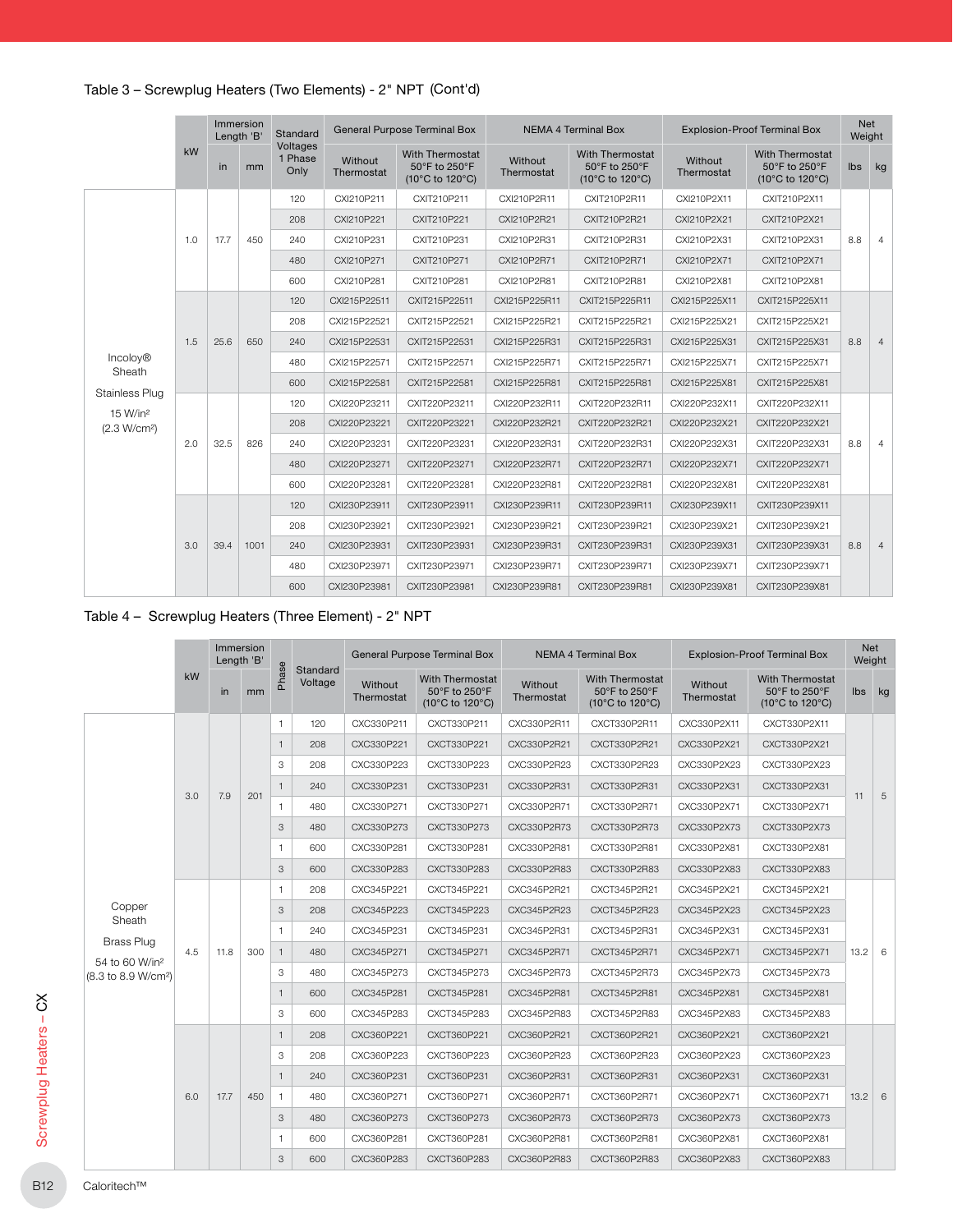## Table 3 – Screwplug Heaters (Two Elements) - 2" NPT (Cont'd)

| | kW | Immersion Length 'B' in | Immersion Length 'B' mm | Standard Voltages 1 Phase Only | General Purpose Terminal Box: Without Thermostat | General Purpose Terminal Box: With Thermostat 50°F to 250°F (10°C to 120°C) | NEMA 4 Terminal Box: Without Thermostat | NEMA 4 Terminal Box: With Thermostat 50°F to 250°F (10°C to 120°C) | Explosion-Proof Terminal Box: Without Thermostat | Explosion-Proof Terminal Box: With Thermostat 50°F to 250°F (10°C to 120°C) | Net Weight lbs | Net Weight kg |
|---|---|---|---|---|---|---|---|---|---|---|---|---|
| Incoloy® Sheath<br>Stainless Plug<br>15 W/in²<br>(2.3 W/cm²) | 1.0 | 17.7 | 450 | 120 | CXI210P211 | CXIT210P211 | CXI210P2R11 | CXIT210P2R11 | CXI210P2X11 | CXIT210P2X11 | 8.8 | 4 |
| | | | | 208 | CXI210P221 | CXIT210P221 | CXI210P2R21 | CXIT210P2R21 | CXI210P2X21 | CXIT210P2X21 | | |
| | | | | 240 | CXI210P231 | CXIT210P231 | CXI210P2R31 | CXIT210P2R31 | CXI210P2X31 | CXIT210P2X31 | | |
| | | | | 480 | CXI210P271 | CXIT210P271 | CXI210P2R71 | CXIT210P2R71 | CXI210P2X71 | CXIT210P2X71 | | |
| | | | | 600 | CXI210P281 | CXIT210P281 | CXI210P2R81 | CXIT210P2R81 | CXI210P2X81 | CXIT210P2X81 | | |
| | 1.5 | 25.6 | 650 | 120 | CXI215P22511 | CXIT215P22511 | CXI215P225R11 | CXIT215P225R11 | CXI215P225X11 | CXIT215P225X11 | 8.8 | 4 |
| | | | | 208 | CXI215P22521 | CXIT215P22521 | CXI215P225R21 | CXIT215P225R21 | CXI215P225X21 | CXIT215P225X21 | | |
| | | | | 240 | CXI215P22531 | CXIT215P22531 | CXI215P225R31 | CXIT215P225R31 | CXI215P225X31 | CXIT215P225X31 | | |
| | | | | 480 | CXI215P22571 | CXIT215P22571 | CXI215P225R71 | CXIT215P225R71 | CXI215P225X71 | CXIT215P225X71 | | |
| | | | | 600 | CXI215P22581 | CXIT215P22581 | CXI215P225R81 | CXIT215P225R81 | CXI215P225X81 | CXIT215P225X81 | | |
| | 2.0 | 32.5 | 826 | 120 | CXI220P23211 | CXIT220P23211 | CXI220P232R11 | CXIT220P232R11 | CXI220P232X11 | CXIT220P232X11 | 8.8 | 4 |
| | | | | 208 | CXI220P23221 | CXIT220P23221 | CXI220P232R21 | CXIT220P232R21 | CXI220P232X21 | CXIT220P232X21 | | |
| | | | | 240 | CXI220P23231 | CXIT220P23231 | CXI220P232R31 | CXIT220P232R31 | CXI220P232X31 | CXIT220P232X31 | | |
| | | | | 480 | CXI220P23271 | CXIT220P23271 | CXI220P232R71 | CXIT220P232R71 | CXI220P232X71 | CXIT220P232X71 | | |
| | | | | 600 | CXI220P23281 | CXIT220P23281 | CXI220P232R81 | CXIT220P232R81 | CXI220P232X81 | CXIT220P232X81 | | |
| | 3.0 | 39.4 | 1001 | 120 | CXI230P23911 | CXIT230P23911 | CXI230P239R11 | CXIT230P239R11 | CXI230P239X11 | CXIT230P239X11 | 8.8 | 4 |
| | | | | 208 | CXI230P23921 | CXIT230P23921 | CXI230P239R21 | CXIT230P239R21 | CXI230P239X21 | CXIT230P239X21 | | |
| | | | | 240 | CXI230P23931 | CXIT230P23931 | CXI230P239R31 | CXIT230P239R31 | CXI230P239X31 | CXIT230P239X31 | | |
| | | | | 480 | CXI230P23971 | CXIT230P23971 | CXI230P239R71 | CXIT230P239R71 | CXI230P239X71 | CXIT230P239X71 | | |
| | | | | 600 | CXI230P23981 | CXIT230P23981 | CXI230P239R81 | CXIT230P239R81 | CXI230P239X81 | CXIT230P239X81 | | |

## Table 4 – Screwplug Heaters (Three Element) - 2" NPT

| | kW | Immersion Length 'B' in | Immersion Length 'B' mm | Phase | Standard Voltage | General Purpose Terminal Box: Without Thermostat | General Purpose Terminal Box: With Thermostat 50°F to 250°F (10°C to 120°C) | NEMA 4 Terminal Box: Without Thermostat | NEMA 4 Terminal Box: With Thermostat 50°F to 250°F (10°C to 120°C) | Explosion-Proof Terminal Box: Without Thermostat | Explosion-Proof Terminal Box: With Thermostat 50°F to 250°F (10°C to 120°C) | Net Weight lbs | Net Weight kg |
|---|---|---|---|---|---|---|---|---|---|---|---|---|---|
| Copper Sheath<br>Brass Plug<br>54 to 60 W/in²<br>(8.3 to 8.9 W/cm²) | 3.0 | 7.9 | 201 | 1 | 120 | CXC330P211 | CXCT330P211 | CXC330P2R11 | CXCT330P2R11 | CXC330P2X11 | CXCT330P2X11 | 11 | 5 |
| | | | | 1 | 208 | CXC330P221 | CXCT330P221 | CXC330P2R21 | CXCT330P2R21 | CXC330P2X21 | CXCT330P2X21 | | |
| | | | | 3 | 208 | CXC330P223 | CXCT330P223 | CXC330P2R23 | CXCT330P2R23 | CXC330P2X23 | CXCT330P2X23 | | |
| | | | | 1 | 240 | CXC330P231 | CXCT330P231 | CXC330P2R31 | CXCT330P2R31 | CXC330P2X31 | CXCT330P2X31 | | |
| | | | | 1 | 480 | CXC330P271 | CXCT330P271 | CXC330P2R71 | CXCT330P2R71 | CXC330P2X71 | CXCT330P2X71 | | |
| | | | | 3 | 480 | CXC330P273 | CXCT330P273 | CXC330P2R73 | CXCT330P2R73 | CXC330P2X73 | CXCT330P2X73 | | |
| | | | | 1 | 600 | CXC330P281 | CXCT330P281 | CXC330P2R81 | CXCT330P2R81 | CXC330P2X81 | CXCT330P2X81 | | |
| | | | | 3 | 600 | CXC330P283 | CXCT330P283 | CXC330P2R83 | CXCT330P2R83 | CXC330P2X83 | CXCT330P2X83 | | |
| | 4.5 | 11.8 | 300 | 1 | 208 | CXC345P221 | CXCT345P221 | CXC345P2R21 | CXCT345P2R21 | CXC345P2X21 | CXCT345P2X21 | 13.2 | 6 |
| | | | | 3 | 208 | CXC345P223 | CXCT345P223 | CXC345P2R23 | CXCT345P2R23 | CXC345P2X23 | CXCT345P2X23 | | |
| | | | | 1 | 240 | CXC345P231 | CXCT345P231 | CXC345P2R31 | CXCT345P2R31 | CXC345P2X31 | CXCT345P2X31 | | |
| | | | | 1 | 480 | CXC345P271 | CXCT345P271 | CXC345P2R71 | CXCT345P2R71 | CXC345P2X71 | CXCT345P2X71 | | |
| | | | | 3 | 480 | CXC345P273 | CXCT345P273 | CXC345P2R73 | CXCT345P2R73 | CXC345P2X73 | CXCT345P2X73 | | |
| | | | | 1 | 600 | CXC345P281 | CXCT345P281 | CXC345P2R81 | CXCT345P2R81 | CXC345P2X81 | CXCT345P2X81 | | |
| | | | | 3 | 600 | CXC345P283 | CXCT345P283 | CXC345P2R83 | CXCT345P2R83 | CXC345P2X83 | CXCT345P2X83 | | |
| | 6.0 | 17.7 | 450 | 1 | 208 | CXC360P221 | CXCT360P221 | CXC360P2R21 | CXCT360P2R21 | CXC360P2X21 | CXCT360P2X21 | 13.2 | 6 |
| | | | | 3 | 208 | CXC360P223 | CXCT360P223 | CXC360P2R23 | CXCT360P2R23 | CXC360P2X23 | CXCT360P2X23 | | |
| | | | | 1 | 240 | CXC360P231 | CXCT360P231 | CXC360P2R31 | CXCT360P2R31 | CXC360P2X31 | CXCT360P2X31 | | |
| | | | | 1 | 480 | CXC360P271 | CXCT360P271 | CXC360P2R71 | CXCT360P2R71 | CXC360P2X71 | CXCT360P2X71 | | |
| | | | | 3 | 480 | CXC360P273 | CXCT360P273 | CXC360P2R73 | CXCT360P2R73 | CXC360P2X73 | CXCT360P2X73 | | |
| | | | | 1 | 600 | CXC360P281 | CXCT360P281 | CXC360P2R81 | CXCT360P2R81 | CXC360P2X81 | CXCT360P2X81 | | |
| | | | | 3 | 600 | CXC360P283 | CXCT360P283 | CXC360P2R83 | CXCT360P2R83 | CXC360P2X83 | CXCT360P2X83 | | |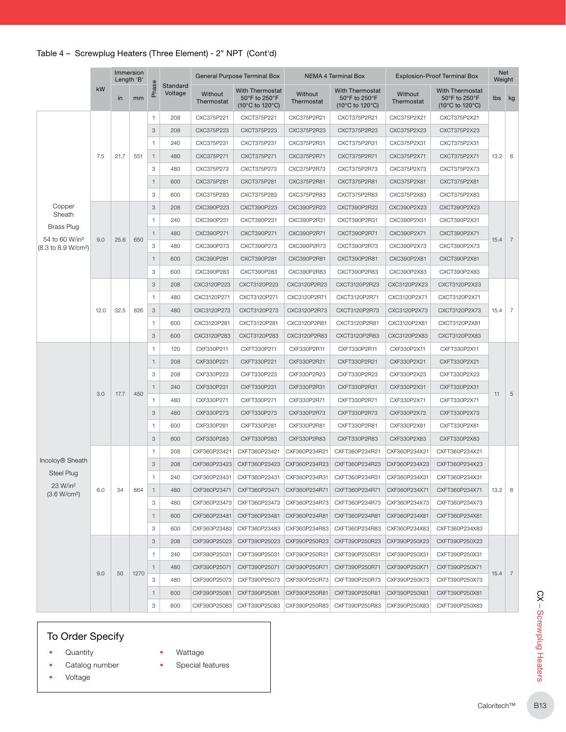Table 4 – Screwplug Heaters (Three Element) - 2" NPT (Cont'd)

| | kW | Immersion Length 'B' | | Phase | Standard Voltage | General Purpose Terminal Box | | NEMA 4 Terminal Box | | Explosion-Proof Terminal Box | | Net Weight | |
|---|---|---|---|---|---|---|---|---|---|---|---|---|---|
| | | in | mm | | | Without Thermostat | With Thermostat 50°F to 250°F (10°C to 120°C) | Without Thermostat | With Thermostat 50°F to 250°F (10°C to 120°C) | Without Thermostat | With Thermostat 50°F to 250°F (10°C to 120°C) | lbs | kg |
| Copper Sheath Brass Plug 54 to 60 W/in² (8.3 to 8.9 W/cm²) | 7.5 | 21.7 | 551 | 1 | 208 | CXC375P221 | CXCT375P221 | CXC375P2R21 | CXCT375P2R21 | CXC375P2X21 | CXCT375P2X21 | 13.2 | 6 |
| | | | | 3 | 208 | CXC375P223 | CXCT375P223 | CXC375P2R23 | CXCT375P2R23 | CXC375P2X23 | CXCT375P2X23 | | |
| | | | | 1 | 240 | CXC375P231 | CXCT375P231 | CXC375P2R31 | CXCT375P2R31 | CXC375P2X31 | CXCT375P2X31 | | |
| | | | | 1 | 480 | CXC375P271 | CXCT375P271 | CXC375P2R71 | CXCT375P2R71 | CXC375P2X71 | CXCT375P2X71 | | |
| | | | | 3 | 480 | CXC375P273 | CXCT375P273 | CXC375P2R73 | CXCT375P2R73 | CXC375P2X73 | CXCT375P2X73 | | |
| | | | | 1 | 600 | CXC375P281 | CXCT375P281 | CXC375P2R81 | CXCT375P2R81 | CXC375P2X81 | CXCT375P2X81 | | |
| | | | | 3 | 600 | CXC375P283 | CXCT375P283 | CXC375P2R83 | CXCT375P2R83 | CXC375P2X83 | CXCT375P2X83 | | |
| | 9.0 | 25.6 | 650 | 3 | 208 | CXC390P223 | CXCT390P223 | CXC390P2R23 | CXCT390P2R23 | CXC390P2X23 | CXCT390P2X23 | 15.4 | 7 |
| | | | | 1 | 240 | CXC390P231 | CXCT390P231 | CXC390P2R31 | CXCT390P2R31 | CXC390P2X31 | CXCT390P2X31 | | |
| | | | | 1 | 480 | CXC390P271 | CXCT390P271 | CXC390P2R71 | CXCT390P2R71 | CXC390P2X71 | CXCT390P2X71 | | |
| | | | | 3 | 480 | CXC390P273 | CXCT390P273 | CXC390P2R73 | CXCT390P2R73 | CXC390P2X73 | CXCT390P2X73 | | |
| | | | | 1 | 600 | CXC390P281 | CXCT390P281 | CXC390P2R81 | CXCT390P2R81 | CXC390P2X81 | CXCT390P2X81 | | |
| | | | | 3 | 600 | CXC390P283 | CXCT390P283 | CXC390P2R83 | CXCT390P2R83 | CXC390P2X83 | CXCT390P2X83 | | |
| | 12.0 | 32.5 | 826 | 3 | 208 | CXC3120P223 | CXCT3120P223 | CXC3120P2R23 | CXCT3120P2R23 | CXC3120P2X23 | CXCT3120P2X23 | 15.4 | 7 |
| | | | | 1 | 480 | CXC3120P271 | CXCT3120P271 | CXC3120P2R71 | CXCT3120P2R71 | CXC3120P2X71 | CXCT3120P2X71 | | |
| | | | | 3 | 480 | CXC3120P273 | CXCT3120P273 | CXC3120P2R73 | CXCT3120P2R73 | CXC3120P2X73 | CXCT3120P2X73 | | |
| | | | | 1 | 600 | CXC3120P281 | CXCT3120P281 | CXC3120P2R81 | CXCT3120P2R81 | CXC3120P2X81 | CXCT3120P2X81 | | |
| | | | | 3 | 600 | CXC3120P283 | CXCT3120P283 | CXC3120P2R83 | CXCT3120P2R83 | CXC3120P2X83 | CXCT3120P2X83 | | |
| Incoloy® Sheath Steel Plug 23 W/in² (3.6 W/cm²) | 3.0 | 17.7 | 450 | 1 | 120 | CXF330P211 | CXFT330P211 | CXF330P2R11 | CXFT330P2R11 | CXF330P2X11 | CXFT330P2X11 | 11 | 5 |
| | | | | 1 | 208 | CXF330P221 | CXFT330P221 | CXF330P2R21 | CXFT330P2R21 | CXF330P2X21 | CXFT330P2X21 | | |
| | | | | 3 | 208 | CXF330P223 | CXFT330P223 | CXF330P2R23 | CXFT330P2R23 | CXF330P2X23 | CXFT330P2X23 | | |
| | | | | 1 | 240 | CXF330P231 | CXFT330P231 | CXF330P2R31 | CXFT330P2R31 | CXF330P2X31 | CXFT330P2X31 | | |
| | | | | 1 | 480 | CXF330P271 | CXFT330P271 | CXF330P2R71 | CXFT330P2R71 | CXF330P2X71 | CXFT330P2X71 | | |
| | | | | 3 | 480 | CXF330P273 | CXFT330P273 | CXF330P2R73 | CXFT330P2R73 | CXF330P2X73 | CXFT330P2X73 | | |
| | | | | 1 | 600 | CXF330P281 | CXFT330P281 | CXF330P2R81 | CXFT330P2R81 | CXF330P2X81 | CXFT330P2X81 | | |
| | | | | 3 | 600 | CXF330P283 | CXFT330P283 | CXF330P2R83 | CXFT330P2R83 | CXF330P2X83 | CXFT330P2X83 | | |
| | 6.0 | 34 | 864 | 1 | 208 | CXF360P23421 | CXFT360P23421 | CXF360P234R21 | CXFT360P234R21 | CXF360P234X21 | CXFT360P234X21 | 13.2 | 6 |
| | | | | 3 | 208 | CXF360P23423 | CXFT360P23423 | CXF360P234R23 | CXFT360P234R23 | CXF360P234X23 | CXFT360P234X23 | | |
| | | | | 1 | 240 | CXF360P23431 | CXFT360P23431 | CXF360P234R31 | CXFT360P234R31 | CXF360P234X31 | CXFT360P234X31 | | |
| | | | | 1 | 480 | CXF360P23471 | CXFT360P23471 | CXF360P234R71 | CXFT360P234R71 | CXF360P234X71 | CXFT360P234X71 | | |
| | | | | 3 | 480 | CXF360P23473 | CXFT360P23473 | CXF360P234R73 | CXFT360P234R73 | CXF360P234X73 | CXFT360P234X73 | | |
| | | | | 1 | 600 | CXF360P23481 | CXFT360P23481 | CXF360P234R81 | CXFT360P234R81 | CXF360P234X81 | CXFT360P234X81 | | |
| | | | | 3 | 600 | CXF360P23483 | CXFT360P23483 | CXF360P234R83 | CXFT360P234R83 | CXF360P234X83 | CXFT360P234X83 | | |
| | 9.0 | 50 | 1270 | 3 | 208 | CXF390P25023 | CXFT390P25023 | CXF390P250R23 | CXFT390P250R23 | CXF390P250X23 | CXFT390P250X23 | 15.4 | 7 |
| | | | | 1 | 240 | CXF390P25031 | CXFT390P25031 | CXF390P250R31 | CXFT390P250R31 | CXF390P250X31 | CXFT390P250X31 | | |
| | | | | 1 | 480 | CXF390P25071 | CXFT390P25071 | CXF390P250R71 | CXFT390P250R71 | CXF390P250X71 | CXFT390P250X71 | | |
| | | | | 3 | 480 | CXF390P25073 | CXFT390P25073 | CXF390P250R73 | CXFT390P250R73 | CXF390P250X73 | CXFT390P250X73 | | |
| | | | | 1 | 600 | CXF390P25081 | CXFT390P25081 | CXF390P250R81 | CXFT390P250R81 | CXF390P250X81 | CXFT390P250X81 | | |
| | | | | 3 | 600 | CXF390P25083 | CXFT390P25083 | CXF390P250R83 | CXFT390P250R83 | CXF390P250X83 | CXFT390P250X83 | | |

## To Order Specify

- Quantity
- Catalog number
- Voltage
- Wattage
- Special features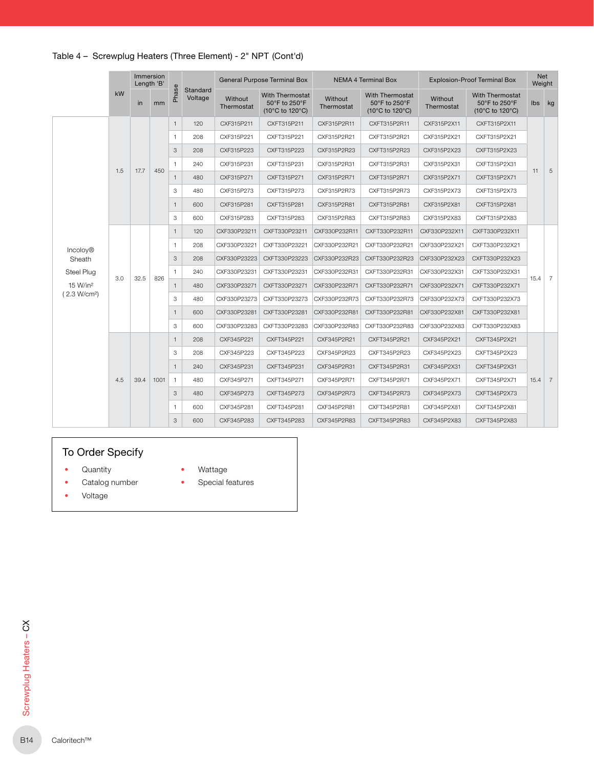Table 4 – Screwplug Heaters (Three Element) - 2" NPT (Cont'd)

| | kW | Immersion Length 'B' | | Phase | Standard Voltage | General Purpose Terminal Box | | NEMA 4 Terminal Box | | Explosion-Proof Terminal Box | | Net Weight | |
|---|---|---|---|---|---|---|---|---|---|---|---|---|---|
| | | in | mm | | | Without Thermostat | With Thermostat 50°F to 250°F (10°C to 120°C) | Without Thermostat | With Thermostat 50°F to 250°F (10°C to 120°C) | Without Thermostat | With Thermostat 50°F to 250°F (10°C to 120°C) | lbs | kg |
| Incoloy® Sheath Steel Plug 15 W/in² (2.3 W/cm²) | 1.5 | 17.7 | 450 | 1 | 120 | CXF315P211 | CXFT315P211 | CXF315P2R11 | CXFT315P2R11 | CXF315P2X11 | CXFT315P2X11 | 11 | 5 |
| | | | | 1 | 208 | CXF315P221 | CXFT315P221 | CXF315P2R21 | CXFT315P2R21 | CXF315P2X21 | CXFT315P2X21 | | |
| | | | | 3 | 208 | CXF315P223 | CXFT315P223 | CXF315P2R23 | CXFT315P2R23 | CXF315P2X23 | CXFT315P2X23 | | |
| | | | | 1 | 240 | CXF315P231 | CXFT315P231 | CXF315P2R31 | CXFT315P2R31 | CXF315P2X31 | CXFT315P2X31 | | |
| | | | | 1 | 480 | CXF315P271 | CXFT315P271 | CXF315P2R71 | CXFT315P2R71 | CXF315P2X71 | CXFT315P2X71 | | |
| | | | | 3 | 480 | CXF315P273 | CXFT315P273 | CXF315P2R73 | CXFT315P2R73 | CXF315P2X73 | CXFT315P2X73 | | |
| | | | | 1 | 600 | CXF315P281 | CXFT315P281 | CXF315P2R81 | CXFT315P2R81 | CXF315P2X81 | CXFT315P2X81 | | |
| | | | | 3 | 600 | CXF315P283 | CXFT315P283 | CXF315P2R83 | CXFT315P2R83 | CXF315P2X83 | CXFT315P2X83 | | |
| | 3.0 | 32.5 | 826 | 1 | 120 | CXF330P23211 | CXFT330P23211 | CXF330P232R11 | CXFT330P232R11 | CXF330P232X11 | CXFT330P232X11 | 15.4 | 7 |
| | | | | 1 | 208 | CXF330P23221 | CXFT330P23221 | CXF330P232R21 | CXFT330P232R21 | CXF330P232X21 | CXFT330P232X21 | | |
| | | | | 3 | 208 | CXF330P23223 | CXFT330P23223 | CXF330P232R23 | CXFT330P232R23 | CXF330P232X23 | CXFT330P232X23 | | |
| | | | | 1 | 240 | CXF330P23231 | CXFT330P23231 | CXF330P232R31 | CXFT330P232R31 | CXF330P232X31 | CXFT330P232X31 | | |
| | | | | 1 | 480 | CXF330P23271 | CXFT330P23271 | CXF330P232R71 | CXFT330P232R71 | CXF330P232X71 | CXFT330P232X71 | | |
| | | | | 3 | 480 | CXF330P23273 | CXFT330P23273 | CXF330P232R73 | CXFT330P232R73 | CXF330P232X73 | CXFT330P232X73 | | |
| | | | | 1 | 600 | CXF330P23281 | CXFT330P23281 | CXF330P232R81 | CXFT330P232R81 | CXF330P232X81 | CXFT330P232X81 | | |
| | | | | 3 | 600 | CXF330P23283 | CXFT330P23283 | CXF330P232R83 | CXFT330P232R83 | CXF330P232X83 | CXFT330P232X83 | | |
| | 4.5 | 39.4 | 1001 | 1 | 208 | CXF345P221 | CXFT345P221 | CXF345P2R21 | CXFT345P2R21 | CXF345P2X21 | CXFT345P2X21 | 15.4 | 7 |
| | | | | 3 | 208 | CXF345P223 | CXFT345P223 | CXF345P2R23 | CXFT345P2R23 | CXF345P2X23 | CXFT345P2X23 | | |
| | | | | 1 | 240 | CXF345P231 | CXFT345P231 | CXF345P2R31 | CXFT345P2R31 | CXF345P2X31 | CXFT345P2X31 | | |
| | | | | 1 | 480 | CXF345P271 | CXFT345P271 | CXF345P2R71 | CXFT345P2R71 | CXF345P2X71 | CXFT345P2X71 | | |
| | | | | 3 | 480 | CXF345P273 | CXFT345P273 | CXF345P2R73 | CXFT345P2R73 | CXF345P2X73 | CXFT345P2X73 | | |
| | | | | 1 | 600 | CXF345P281 | CXFT345P281 | CXF345P2R81 | CXFT345P2R81 | CXF345P2X81 | CXFT345P2X81 | | |
| | | | | 3 | 600 | CXF345P283 | CXFT345P283 | CXF345P2R83 | CXFT345P2R83 | CXF345P2X83 | CXFT345P2X83 | | |

## To Order Specify

- Quantity
- Catalog number
- Voltage
- Wattage
- Special features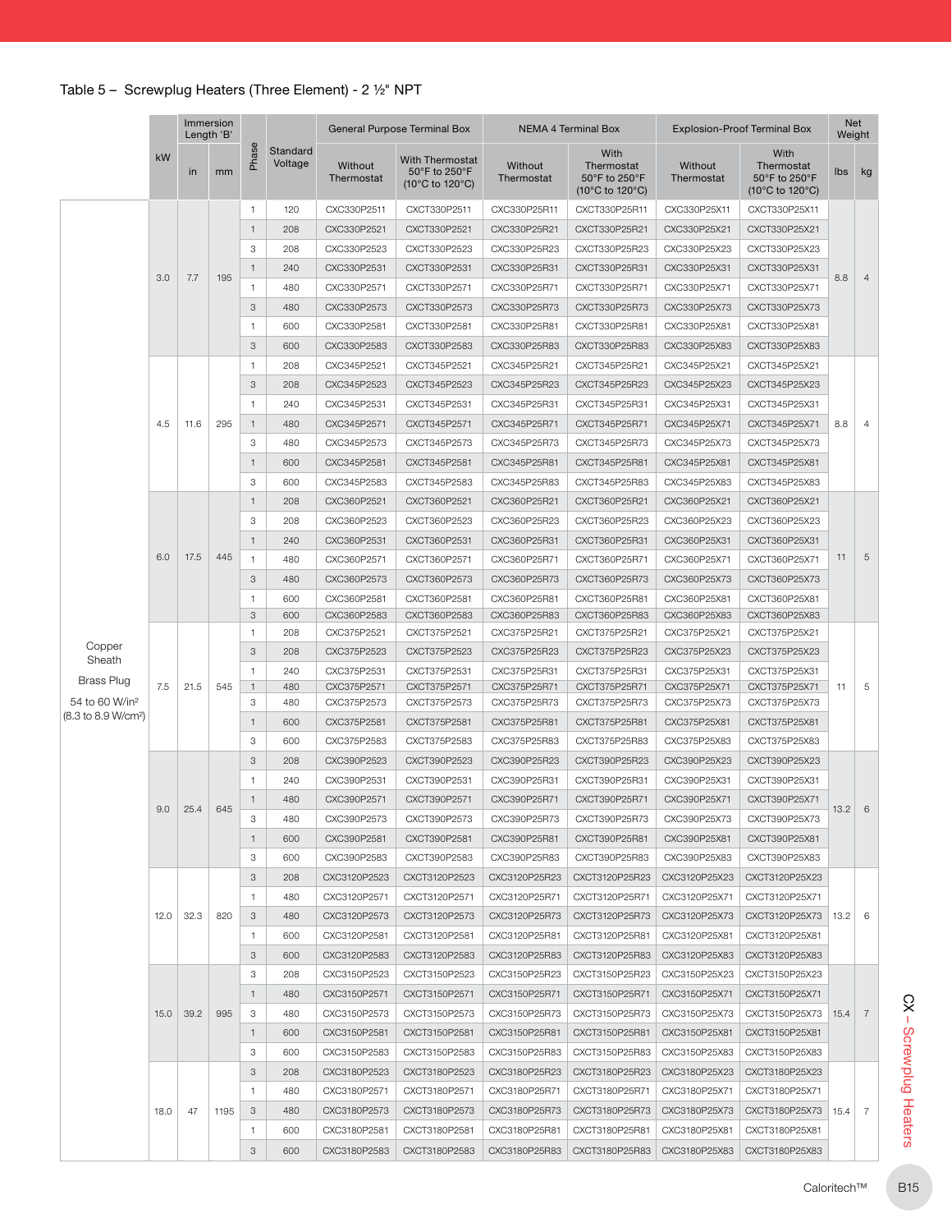Table 5 – Screwplug Heaters (Three Element) - 2 ½" NPT

| | kW | Immersion Length 'B' | | Phase | Standard Voltage | General Purpose Terminal Box | | NEMA 4 Terminal Box | | Explosion-Proof Terminal Box | | Net Weight | |
|---|---|---|---|---|---|---|---|---|---|---|---|---|---|
| | | in | mm | | | Without Thermostat | With Thermostat 50°F to 250°F (10°C to 120°C) | Without Thermostat | With Thermostat 50°F to 250°F (10°C to 120°C) | Without Thermostat | With Thermostat 50°F to 250°F (10°C to 120°C) | lbs | kg |
| Copper Sheath Brass Plug 54 to 60 W/in² (8.3 to 8.9 W/cm²) | 3.0 | 7.7 | 195 | 1 | 120 | CXC330P2511 | CXCT330P2511 | CXC330P25R11 | CXCT330P25R11 | CXC330P25X11 | CXCT330P25X11 | 8.8 | 4 |
| | | | | 1 | 208 | CXC330P2521 | CXCT330P2521 | CXC330P25R21 | CXCT330P25R21 | CXC330P25X21 | CXCT330P25X21 | | |
| | | | | 3 | 208 | CXC330P2523 | CXCT330P2523 | CXC330P25R23 | CXCT330P25R23 | CXC330P25X23 | CXCT330P25X23 | | |
| | | | | 1 | 240 | CXC330P2531 | CXCT330P2531 | CXC330P25R31 | CXCT330P25R31 | CXC330P25X31 | CXCT330P25X31 | | |
| | | | | 1 | 480 | CXC330P2571 | CXCT330P2571 | CXC330P25R71 | CXCT330P25R71 | CXC330P25X71 | CXCT330P25X71 | | |
| | | | | 3 | 480 | CXC330P2573 | CXCT330P2573 | CXC330P25R73 | CXCT330P25R73 | CXC330P25X73 | CXCT330P25X73 | | |
| | | | | 1 | 600 | CXC330P2581 | CXCT330P2581 | CXC330P25R81 | CXCT330P25R81 | CXC330P25X81 | CXCT330P25X81 | | |
| | | | | 3 | 600 | CXC330P2583 | CXCT330P2583 | CXC330P25R83 | CXCT330P25R83 | CXC330P25X83 | CXCT330P25X83 | | |
| | 4.5 | 11.6 | 295 | 1 | 208 | CXC345P2521 | CXCT345P2521 | CXC345P25R21 | CXCT345P25R21 | CXC345P25X21 | CXCT345P25X21 | 8.8 | 4 |
| | | | | 3 | 208 | CXC345P2523 | CXCT345P2523 | CXC345P25R23 | CXCT345P25R23 | CXC345P25X23 | CXCT345P25X23 | | |
| | | | | 1 | 240 | CXC345P2531 | CXCT345P2531 | CXC345P25R31 | CXCT345P25R31 | CXC345P25X31 | CXCT345P25X31 | | |
| | | | | 1 | 480 | CXC345P2571 | CXCT345P2571 | CXC345P25R71 | CXCT345P25R71 | CXC345P25X71 | CXCT345P25X71 | | |
| | | | | 3 | 480 | CXC345P2573 | CXCT345P2573 | CXC345P25R73 | CXCT345P25R73 | CXC345P25X73 | CXCT345P25X73 | | |
| | | | | 1 | 600 | CXC345P2581 | CXCT345P2581 | CXC345P25R81 | CXCT345P25R81 | CXC345P25X81 | CXCT345P25X81 | | |
| | | | | 3 | 600 | CXC345P2583 | CXCT345P2583 | CXC345P25R83 | CXCT345P25R83 | CXC345P25X83 | CXCT345P25X83 | | |
| | 6.0 | 17.5 | 445 | 1 | 208 | CXC360P2521 | CXCT360P2521 | CXC360P25R21 | CXCT360P25R21 | CXC360P25X21 | CXCT360P25X21 | 11 | 5 |
| | | | | 3 | 208 | CXC360P2523 | CXCT360P2523 | CXC360P25R23 | CXCT360P25R23 | CXC360P25X23 | CXCT360P25X23 | | |
| | | | | 1 | 240 | CXC360P2531 | CXCT360P2531 | CXC360P25R31 | CXCT360P25R31 | CXC360P25X31 | CXCT360P25X31 | | |
| | | | | 1 | 480 | CXC360P2571 | CXCT360P2571 | CXC360P25R71 | CXCT360P25R71 | CXC360P25X71 | CXCT360P25X71 | | |
| | | | | 3 | 480 | CXC360P2573 | CXCT360P2573 | CXC360P25R73 | CXCT360P25R73 | CXC360P25X73 | CXCT360P25X73 | | |
| | | | | 1 | 600 | CXC360P2581 | CXCT360P2581 | CXC360P25R81 | CXCT360P25R81 | CXC360P25X81 | CXCT360P25X81 | | |
| | | | | 3 | 600 | CXC360P2583 | CXCT360P2583 | CXC360P25R83 | CXCT360P25R83 | CXC360P25X83 | CXCT360P25X83 | | |
| | 7.5 | 21.5 | 545 | 1 | 208 | CXC375P2521 | CXCT375P2521 | CXC375P25R21 | CXCT375P25R21 | CXC375P25X21 | CXCT375P25X21 | 11 | 5 |
| | | | | 3 | 208 | CXC375P2523 | CXCT375P2523 | CXC375P25R23 | CXCT375P25R23 | CXC375P25X23 | CXCT375P25X23 | | |
| | | | | 1 | 240 | CXC375P2531 | CXCT375P2531 | CXC375P25R31 | CXCT375P25R31 | CXC375P25X31 | CXCT375P25X31 | | |
| | | | | 1 | 480 | CXC375P2571 | CXCT375P2571 | CXC375P25R71 | CXCT375P25R71 | CXC375P25X71 | CXCT375P25X71 | | |
| | | | | 3 | 480 | CXC375P2573 | CXCT375P2573 | CXC375P25R73 | CXCT375P25R73 | CXC375P25X73 | CXCT375P25X73 | | |
| | | | | 1 | 600 | CXC375P2581 | CXCT375P2581 | CXC375P25R81 | CXCT375P25R81 | CXC375P25X81 | CXCT375P25X81 | | |
| | | | | 3 | 600 | CXC375P2583 | CXCT375P2583 | CXC375P25R83 | CXCT375P25R83 | CXC375P25X83 | CXCT375P25X83 | | |
| | 9.0 | 25.4 | 645 | 3 | 208 | CXC390P2523 | CXCT390P2523 | CXC390P25R23 | CXCT390P25R23 | CXC390P25X23 | CXCT390P25X23 | 13.2 | 6 |
| | | | | 1 | 240 | CXC390P2531 | CXCT390P2531 | CXC390P25R31 | CXCT390P25R31 | CXC390P25X31 | CXCT390P25X31 | | |
| | | | | 1 | 480 | CXC390P2571 | CXCT390P2571 | CXC390P25R71 | CXCT390P25R71 | CXC390P25X71 | CXCT390P25X71 | | |
| | | | | 3 | 480 | CXC390P2573 | CXCT390P2573 | CXC390P25R73 | CXCT390P25R73 | CXC390P25X73 | CXCT390P25X73 | | |
| | | | | 1 | 600 | CXC390P2581 | CXCT390P2581 | CXC390P25R81 | CXCT390P25R81 | CXC390P25X81 | CXCT390P25X81 | | |
| | | | | 3 | 600 | CXC390P2583 | CXCT390P2583 | CXC390P25R83 | CXCT390P25R83 | CXC390P25X83 | CXCT390P25X83 | | |
| | 12.0 | 32.3 | 820 | 3 | 208 | CXC3120P2523 | CXCT3120P2523 | CXC3120P25R23 | CXCT3120P25R23 | CXC3120P25X23 | CXCT3120P25X23 | 13.2 | 6 |
| | | | | 1 | 480 | CXC3120P2571 | CXCT3120P2571 | CXC3120P25R71 | CXCT3120P25R71 | CXC3120P25X71 | CXCT3120P25X71 | | |
| | | | | 3 | 480 | CXC3120P2573 | CXCT3120P2573 | CXC3120P25R73 | CXCT3120P25R73 | CXC3120P25X73 | CXCT3120P25X73 | | |
| | | | | 1 | 600 | CXC3120P2581 | CXCT3120P2581 | CXC3120P25R81 | CXCT3120P25R81 | CXC3120P25X81 | CXCT3120P25X81 | | |
| | | | | 3 | 600 | CXC3120P2583 | CXCT3120P2583 | CXC3120P25R83 | CXCT3120P25R83 | CXC3120P25X83 | CXCT3120P25X83 | | |
| | 15.0 | 39.2 | 995 | 3 | 208 | CXC3150P2523 | CXCT3150P2523 | CXC3150P25R23 | CXCT3150P25R23 | CXC3150P25X23 | CXCT3150P25X23 | 15.4 | 7 |
| | | | | 1 | 480 | CXC3150P2571 | CXCT3150P2571 | CXC3150P25R71 | CXCT3150P25R71 | CXC3150P25X71 | CXCT3150P25X71 | | |
| | | | | 3 | 480 | CXC3150P2573 | CXCT3150P2573 | CXC3150P25R73 | CXCT3150P25R73 | CXC3150P25X73 | CXCT3150P25X73 | | |
| | | | | 1 | 600 | CXC3150P2581 | CXCT3150P2581 | CXC3150P25R81 | CXCT3150P25R81 | CXC3150P25X81 | CXCT3150P25X81 | | |
| | | | | 3 | 600 | CXC3150P2583 | CXCT3150P2583 | CXC3150P25R83 | CXCT3150P25R83 | CXC3150P25X83 | CXCT3150P25X83 | | |
| | 18.0 | 47 | 1195 | 3 | 208 | CXC3180P2523 | CXCT3180P2523 | CXC3180P25R23 | CXCT3180P25R23 | CXC3180P25X23 | CXCT3180P25X23 | 15.4 | 7 |
| | | | | 1 | 480 | CXC3180P2571 | CXCT3180P2571 | CXC3180P25R71 | CXCT3180P25R71 | CXC3180P25X71 | CXCT3180P25X71 | | |
| | | | | 3 | 480 | CXC3180P2573 | CXCT3180P2573 | CXC3180P25R73 | CXCT3180P25R73 | CXC3180P25X73 | CXCT3180P25X73 | | |
| | | | | 1 | 600 | CXC3180P2581 | CXCT3180P2581 | CXC3180P25R81 | CXCT3180P25R81 | CXC3180P25X81 | CXCT3180P25X81 | | |
| | | | | 3 | 600 | CXC3180P2583 | CXCT3180P2583 | CXC3180P25R83 | CXCT3180P25R83 | CXC3180P25X83 | CXCT3180P25X83 | | |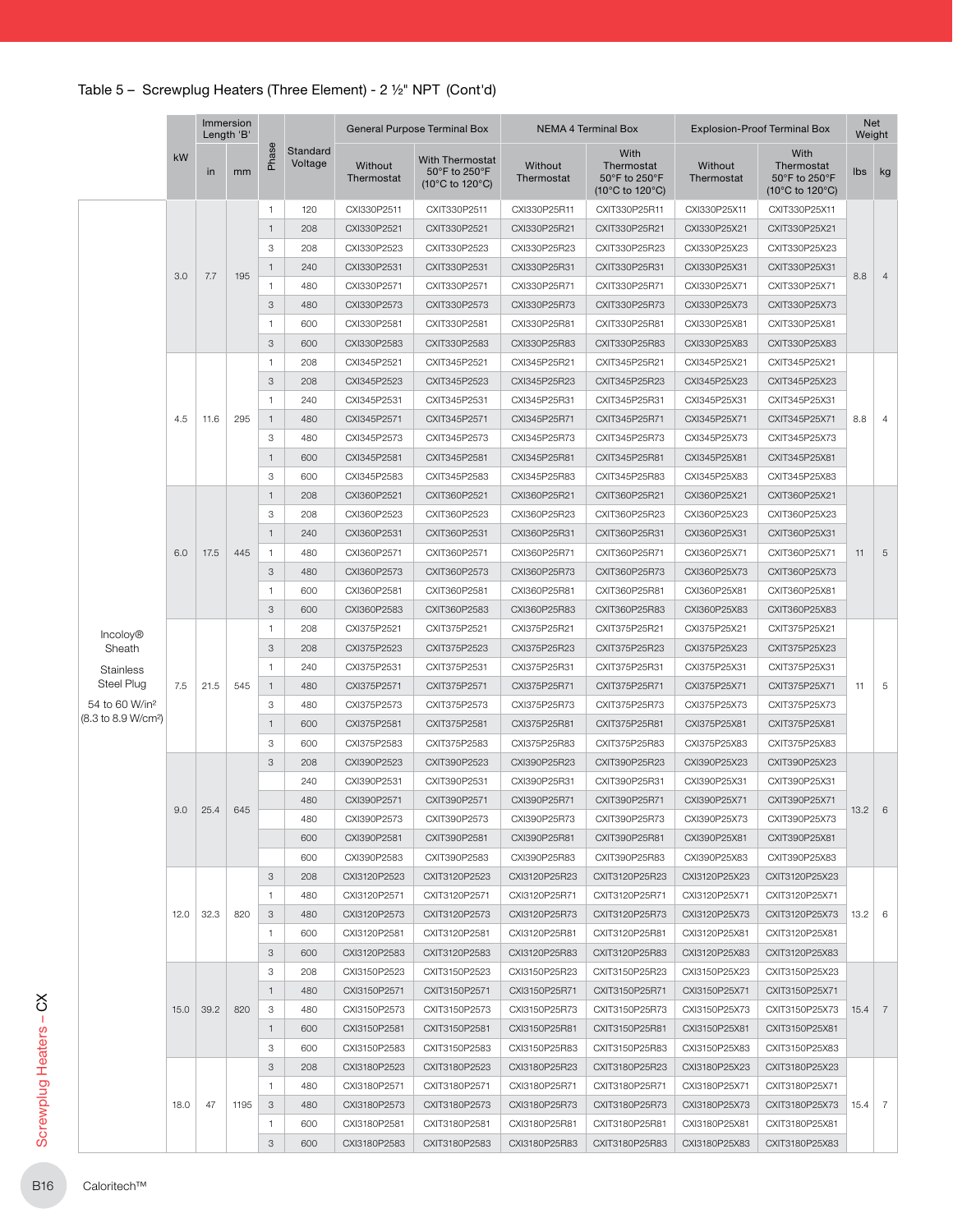Table 5 – Screwplug Heaters (Three Element) - 2 ½" NPT (Cont'd)

| | kW | Immersion Length 'B' | | Phase | Standard Voltage | General Purpose Terminal Box | | NEMA 4 Terminal Box | | Explosion-Proof Terminal Box | | Net Weight | |
|---|---|---|---|---|---|---|---|---|---|---|---|---|---|
| | | in | mm | | | Without Thermostat | With Thermostat 50°F to 250°F (10°C to 120°C) | Without Thermostat | With Thermostat 50°F to 250°F (10°C to 120°C) | Without Thermostat | With Thermostat 50°F to 250°F (10°C to 120°C) | lbs | kg |
| Incoloy® Sheath Stainless Steel Plug 54 to 60 W/in² (8.3 to 8.9 W/cm²) | 3.0 | 7.7 | 195 | 1 | 120 | CXI330P2511 | CXIT330P2511 | CXI330P25R11 | CXIT330P25R11 | CXI330P25X11 | CXIT330P25X11 | 8.8 | 4 |
| | | | | 1 | 208 | CXI330P2521 | CXIT330P2521 | CXI330P25R21 | CXIT330P25R21 | CXI330P25X21 | CXIT330P25X21 | | |
| | | | | 3 | 208 | CXI330P2523 | CXIT330P2523 | CXI330P25R23 | CXIT330P25R23 | CXI330P25X23 | CXIT330P25X23 | | |
| | | | | 1 | 240 | CXI330P2531 | CXIT330P2531 | CXI330P25R31 | CXIT330P25R31 | CXI330P25X31 | CXIT330P25X31 | | |
| | | | | 1 | 480 | CXI330P2571 | CXIT330P2571 | CXI330P25R71 | CXIT330P25R71 | CXI330P25X71 | CXIT330P25X71 | | |
| | | | | 3 | 480 | CXI330P2573 | CXIT330P2573 | CXI330P25R73 | CXIT330P25R73 | CXI330P25X73 | CXIT330P25X73 | | |
| | | | | 1 | 600 | CXI330P2581 | CXIT330P2581 | CXI330P25R81 | CXIT330P25R81 | CXI330P25X81 | CXIT330P25X81 | | |
| | | | | 3 | 600 | CXI330P2583 | CXIT330P2583 | CXI330P25R83 | CXIT330P25R83 | CXI330P25X83 | CXIT330P25X83 | | |
| | 4.5 | 11.6 | 295 | 1 | 208 | CXI345P2521 | CXIT345P2521 | CXI345P25R21 | CXIT345P25R21 | CXI345P25X21 | CXIT345P25X21 | 8.8 | 4 |
| | | | | 3 | 208 | CXI345P2523 | CXIT345P2523 | CXI345P25R23 | CXIT345P25R23 | CXI345P25X23 | CXIT345P25X23 | | |
| | | | | 1 | 240 | CXI345P2531 | CXIT345P2531 | CXI345P25R31 | CXIT345P25R31 | CXI345P25X31 | CXIT345P25X31 | | |
| | | | | 1 | 480 | CXI345P2571 | CXIT345P2571 | CXI345P25R71 | CXIT345P25R71 | CXI345P25X71 | CXIT345P25X71 | | |
| | | | | 3 | 480 | CXI345P2573 | CXIT345P2573 | CXI345P25R73 | CXIT345P25R73 | CXI345P25X73 | CXIT345P25X73 | | |
| | | | | 1 | 600 | CXI345P2581 | CXIT345P2581 | CXI345P25R81 | CXIT345P25R81 | CXI345P25X81 | CXIT345P25X81 | | |
| | | | | 3 | 600 | CXI345P2583 | CXIT345P2583 | CXI345P25R83 | CXIT345P25R83 | CXI345P25X83 | CXIT345P25X83 | | |
| | 6.0 | 17.5 | 445 | 1 | 208 | CXI360P2521 | CXIT360P2521 | CXI360P25R21 | CXIT360P25R21 | CXI360P25X21 | CXIT360P25X21 | 11 | 5 |
| | | | | 3 | 208 | CXI360P2523 | CXIT360P2523 | CXI360P25R23 | CXIT360P25R23 | CXI360P25X23 | CXIT360P25X23 | | |
| | | | | 1 | 240 | CXI360P2531 | CXIT360P2531 | CXI360P25R31 | CXIT360P25R31 | CXI360P25X31 | CXIT360P25X31 | | |
| | | | | 1 | 480 | CXI360P2571 | CXIT360P2571 | CXI360P25R71 | CXIT360P25R71 | CXI360P25X71 | CXIT360P25X71 | | |
| | | | | 3 | 480 | CXI360P2573 | CXIT360P2573 | CXI360P25R73 | CXIT360P25R73 | CXI360P25X73 | CXIT360P25X73 | | |
| | | | | 1 | 600 | CXI360P2581 | CXIT360P2581 | CXI360P25R81 | CXIT360P25R81 | CXI360P25X81 | CXIT360P25X81 | | |
| | | | | 3 | 600 | CXI360P2583 | CXIT360P2583 | CXI360P25R83 | CXIT360P25R83 | CXI360P25X83 | CXIT360P25X83 | | |
| | 7.5 | 21.5 | 545 | 1 | 208 | CXI375P2521 | CXIT375P2521 | CXI375P25R21 | CXIT375P25R21 | CXI375P25X21 | CXIT375P25X21 | 11 | 5 |
| | | | | 3 | 208 | CXI375P2523 | CXIT375P2523 | CXI375P25R23 | CXIT375P25R23 | CXI375P25X23 | CXIT375P25X23 | | |
| | | | | 1 | 240 | CXI375P2531 | CXIT375P2531 | CXI375P25R31 | CXIT375P25R31 | CXI375P25X31 | CXIT375P25X31 | | |
| | | | | 1 | 480 | CXI375P2571 | CXIT375P2571 | CXI375P25R71 | CXIT375P25R71 | CXI375P25X71 | CXIT375P25X71 | | |
| | | | | 3 | 480 | CXI375P2573 | CXIT375P2573 | CXI375P25R73 | CXIT375P25R73 | CXI375P25X73 | CXIT375P25X73 | | |
| | | | | 1 | 600 | CXI375P2581 | CXIT375P2581 | CXI375P25R81 | CXIT375P25R81 | CXI375P25X81 | CXIT375P25X81 | | |
| | | | | 3 | 600 | CXI375P2583 | CXIT375P2583 | CXI375P25R83 | CXIT375P25R83 | CXI375P25X83 | CXIT375P25X83 | | |
| | 9.0 | 25.4 | 645 | 3 | 208 | CXI390P2523 | CXIT390P2523 | CXI390P25R23 | CXIT390P25R23 | CXI390P25X23 | CXIT390P25X23 | 13.2 | 6 |
| | | | | | 240 | CXI390P2531 | CXIT390P2531 | CXI390P25R31 | CXIT390P25R31 | CXI390P25X31 | CXIT390P25X31 | | |
| | | | | | 480 | CXI390P2571 | CXIT390P2571 | CXI390P25R71 | CXIT390P25R71 | CXI390P25X71 | CXIT390P25X71 | | |
| | | | | | 480 | CXI390P2573 | CXIT390P2573 | CXI390P25R73 | CXIT390P25R73 | CXI390P25X73 | CXIT390P25X73 | | |
| | | | | | 600 | CXI390P2581 | CXIT390P2581 | CXI390P25R81 | CXIT390P25R81 | CXI390P25X81 | CXIT390P25X81 | | |
| | | | | | 600 | CXI390P2583 | CXIT390P2583 | CXI390P25R83 | CXIT390P25R83 | CXI390P25X83 | CXIT390P25X83 | | |
| | 12.0 | 32.3 | 820 | 3 | 208 | CXI3120P2523 | CXIT3120P2523 | CXI3120P25R23 | CXIT3120P25R23 | CXI3120P25X23 | CXIT3120P25X23 | 13.2 | 6 |
| | | | | 1 | 480 | CXI3120P2571 | CXIT3120P2571 | CXI3120P25R71 | CXIT3120P25R71 | CXI3120P25X71 | CXIT3120P25X71 | | |
| | | | | 3 | 480 | CXI3120P2573 | CXIT3120P2573 | CXI3120P25R73 | CXIT3120P25R73 | CXI3120P25X73 | CXIT3120P25X73 | | |
| | | | | 1 | 600 | CXI3120P2581 | CXIT3120P2581 | CXI3120P25R81 | CXIT3120P25R81 | CXI3120P25X81 | CXIT3120P25X81 | | |
| | | | | 3 | 600 | CXI3120P2583 | CXIT3120P2583 | CXI3120P25R83 | CXIT3120P25R83 | CXI3120P25X83 | CXIT3120P25X83 | | |
| | 15.0 | 39.2 | 820 | 3 | 208 | CXI3150P2523 | CXIT3150P2523 | CXI3150P25R23 | CXIT3150P25R23 | CXI3150P25X23 | CXIT3150P25X23 | 15.4 | 7 |
| | | | | 1 | 480 | CXI3150P2571 | CXIT3150P2571 | CXI3150P25R71 | CXIT3150P25R71 | CXI3150P25X71 | CXIT3150P25X71 | | |
| | | | | 3 | 480 | CXI3150P2573 | CXIT3150P2573 | CXI3150P25R73 | CXIT3150P25R73 | CXI3150P25X73 | CXIT3150P25X73 | | |
| | | | | 1 | 600 | CXI3150P2581 | CXIT3150P2581 | CXI3150P25R81 | CXIT3150P25R81 | CXI3150P25X81 | CXIT3150P25X81 | | |
| | | | | 3 | 600 | CXI3150P2583 | CXIT3150P2583 | CXI3150P25R83 | CXIT3150P25R83 | CXI3150P25X83 | CXIT3150P25X83 | | |
| | 18.0 | 47 | 1195 | 3 | 208 | CXI3180P2523 | CXIT3180P2523 | CXI3180P25R23 | CXIT3180P25R23 | CXI3180P25X23 | CXIT3180P25X23 | 15.4 | 7 |
| | | | | 1 | 480 | CXI3180P2571 | CXIT3180P2571 | CXI3180P25R71 | CXIT3180P25R71 | CXI3180P25X71 | CXIT3180P25X71 | | |
| | | | | 3 | 480 | CXI3180P2573 | CXIT3180P2573 | CXI3180P25R73 | CXIT3180P25R73 | CXI3180P25X73 | CXIT3180P25X73 | | |
| | | | | 1 | 600 | CXI3180P2581 | CXIT3180P2581 | CXI3180P25R81 | CXIT3180P25R81 | CXI3180P25X81 | CXIT3180P25X81 | | |
| | | | | 3 | 600 | CXI3180P2583 | CXIT3180P2583 | CXI3180P25R83 | CXIT3180P25R83 | CXI3180P25X83 | CXIT3180P25X83 | | |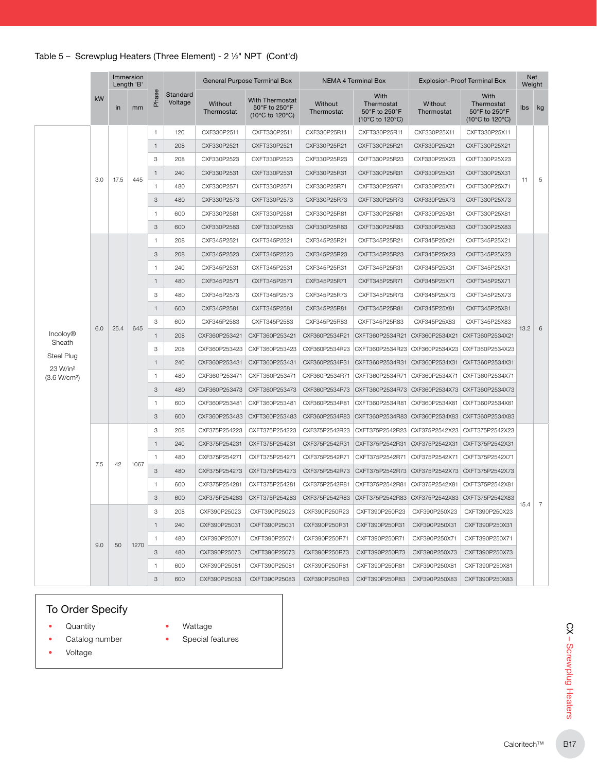Table 5 – Screwplug Heaters (Three Element) - 2 ½" NPT (Cont'd)

| | kW | Immersion Length 'B' | | Phase | Standard Voltage | General Purpose Terminal Box | | NEMA 4 Terminal Box | | Explosion-Proof Terminal Box | | Net Weight | |
|---|---|---|---|---|---|---|---|---|---|---|---|---|---|
| | | in | mm | | | Without Thermostat | With Thermostat 50°F to 250°F (10°C to 120°C) | Without Thermostat | With Thermostat 50°F to 250°F (10°C to 120°C) | Without Thermostat | With Thermostat 50°F to 250°F (10°C to 120°C) | lbs | kg |
| Incoloy® Sheath Steel Plug 23 W/in² (3.6 W/cm²) | 3.0 | 17.5 | 445 | 1 | 120 | CXF330P2511 | CXFT330P2511 | CXF330P25R11 | CXFT330P25R11 | CXF330P25X11 | CXFT330P25X11 | 11 | 5 |
| | | | | 1 | 208 | CXF330P2521 | CXFT330P2521 | CXF330P25R21 | CXFT330P25R21 | CXF330P25X21 | CXFT330P25X21 | | |
| | | | | 3 | 208 | CXF330P2523 | CXFT330P2523 | CXF330P25R23 | CXFT330P25R23 | CXF330P25X23 | CXFT330P25X23 | | |
| | | | | 1 | 240 | CXF330P2531 | CXFT330P2531 | CXF330P25R31 | CXFT330P25R31 | CXF330P25X31 | CXFT330P25X31 | | |
| | | | | 1 | 480 | CXF330P2571 | CXFT330P2571 | CXF330P25R71 | CXFT330P25R71 | CXF330P25X71 | CXFT330P25X71 | | |
| | | | | 3 | 480 | CXF330P2573 | CXFT330P2573 | CXF330P25R73 | CXFT330P25R73 | CXF330P25X73 | CXFT330P25X73 | | |
| | | | | 1 | 600 | CXF330P2581 | CXFT330P2581 | CXF330P25R81 | CXFT330P25R81 | CXF330P25X81 | CXFT330P25X81 | | |
| | | | | 3 | 600 | CXF330P2583 | CXFT330P2583 | CXF330P25R83 | CXFT330P25R83 | CXF330P25X83 | CXFT330P25X83 | | |
| | 6.0 | 25.4 | 645 | 1 | 208 | CXF345P2521 | CXFT345P2521 | CXF345P25R21 | CXFT345P25R21 | CXF345P25X21 | CXFT345P25X21 | 13.2 | 6 |
| | | | | 3 | 208 | CXF345P2523 | CXFT345P2523 | CXF345P25R23 | CXFT345P25R23 | CXF345P25X23 | CXFT345P25X23 | | |
| | | | | 1 | 240 | CXF345P2531 | CXFT345P2531 | CXF345P25R31 | CXFT345P25R31 | CXF345P25X31 | CXFT345P25X31 | | |
| | | | | 1 | 480 | CXF345P2571 | CXFT345P2571 | CXF345P25R71 | CXFT345P25R71 | CXF345P25X71 | CXFT345P25X71 | | |
| | | | | 3 | 480 | CXF345P2573 | CXFT345P2573 | CXF345P25R73 | CXFT345P25R73 | CXF345P25X73 | CXFT345P25X73 | | |
| | | | | 1 | 600 | CXF345P2581 | CXFT345P2581 | CXF345P25R81 | CXFT345P25R81 | CXF345P25X81 | CXFT345P25X81 | | |
| | | | | 3 | 600 | CXF345P2583 | CXFT345P2583 | CXF345P25R83 | CXFT345P25R83 | CXF345P25X83 | CXFT345P25X83 | | |
| | | | | 1 | 208 | CXF360P253421 | CXFT360P253421 | CXF360P2534R21 | CXFT360P2534R21 | CXF360P2534X21 | CXFT360P2534X21 | | |
| | | | | 3 | 208 | CXF360P253423 | CXFT360P253423 | CXF360P2534R23 | CXFT360P2534R23 | CXF360P2534X23 | CXFT360P2534X23 | | |
| | | | | 1 | 240 | CXF360P253431 | CXFT360P253431 | CXF360P2534R31 | CXFT360P2534R31 | CXF360P2534X31 | CXFT360P2534X31 | | |
| | | | | 1 | 480 | CXF360P253471 | CXFT360P253471 | CXF360P2534R71 | CXFT360P2534R71 | CXF360P2534X71 | CXFT360P2534X71 | | |
| | | | | 3 | 480 | CXF360P253473 | CXFT360P253473 | CXF360P2534R73 | CXFT360P2534R73 | CXF360P2534X73 | CXFT360P2534X73 | | |
| | | | | 1 | 600 | CXF360P253481 | CXFT360P253481 | CXF360P2534R81 | CXFT360P2534R81 | CXF360P2534X81 | CXFT360P2534X81 | | |
| | | | | 3 | 600 | CXF360P253483 | CXFT360P253483 | CXF360P2534R83 | CXFT360P2534R83 | CXF360P2534X83 | CXFT360P2534X83 | | |
| | 7.5 | 42 | 1067 | 3 | 208 | CXF375P254223 | CXFT375P254223 | CXF375P2542R23 | CXFT375P2542R23 | CXF375P2542X23 | CXFT375P2542X23 | 15.4 | 7 |
| | | | | 1 | 240 | CXF375P254231 | CXFT375P254231 | CXF375P2542R31 | CXFT375P2542R31 | CXF375P2542X31 | CXFT375P2542X31 | | |
| | | | | 1 | 480 | CXF375P254271 | CXFT375P254271 | CXF375P2542R71 | CXFT375P2542R71 | CXF375P2542X71 | CXFT375P2542X71 | | |
| | | | | 3 | 480 | CXF375P254273 | CXFT375P254273 | CXF375P2542R73 | CXFT375P2542R73 | CXF375P2542X73 | CXFT375P2542X73 | | |
| | | | | 1 | 600 | CXF375P254281 | CXFT375P254281 | CXF375P2542R81 | CXFT375P2542R81 | CXF375P2542X81 | CXFT375P2542X81 | | |
| | | | | 3 | 600 | CXF375P254283 | CXFT375P254283 | CXF375P2542R83 | CXFT375P2542R83 | CXF375P2542X83 | CXFT375P2542X83 | | |
| | 9.0 | 50 | 1270 | 3 | 208 | CXF390P25023 | CXFT390P25023 | CXF390P250R23 | CXFT390P250R23 | CXF390P250X23 | CXFT390P250X23 | | |
| | | | | 1 | 240 | CXF390P25031 | CXFT390P25031 | CXF390P250R31 | CXFT390P250R31 | CXF390P250X31 | CXFT390P250X31 | | |
| | | | | 1 | 480 | CXF390P25071 | CXFT390P25071 | CXF390P250R71 | CXFT390P250R71 | CXF390P250X71 | CXFT390P250X71 | | |
| | | | | 3 | 480 | CXF390P25073 | CXFT390P25073 | CXF390P250R73 | CXFT390P250R73 | CXF390P250X73 | CXFT390P250X73 | | |
| | | | | 1 | 600 | CXF390P25081 | CXFT390P25081 | CXF390P250R81 | CXFT390P250R81 | CXF390P250X81 | CXFT390P250X81 | | |
| | | | | 3 | 600 | CXF390P25083 | CXFT390P25083 | CXF390P250R83 | CXFT390P250R83 | CXF390P250X83 | CXFT390P250X83 | | |

## To Order Specify

- Quantity
- Catalog number
- Voltage
- Wattage
- Special features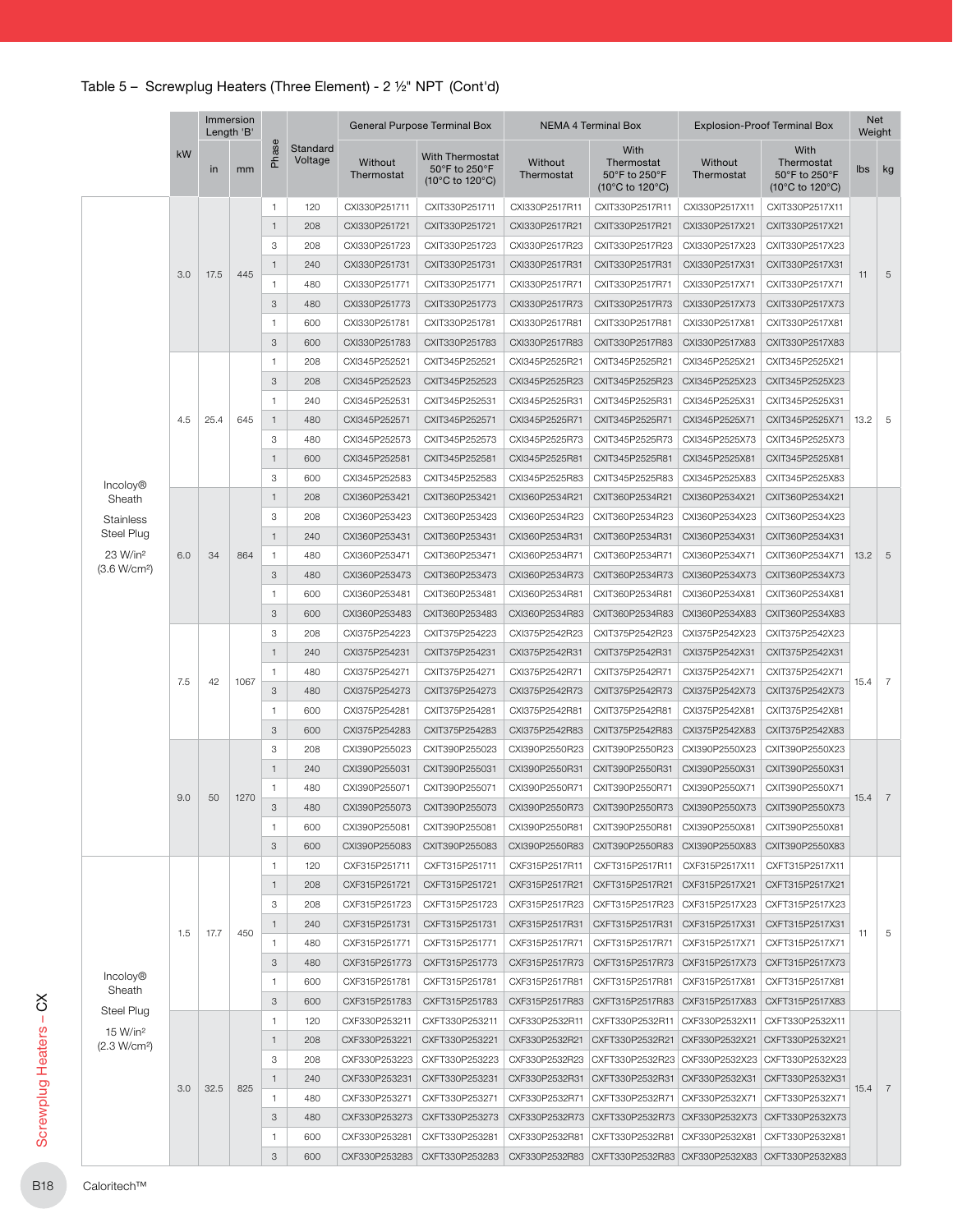## Table 5 – Screwplug Heaters (Three Element) - 2 ½" NPT (Cont'd)

| | kW | Immersion Length 'B' | | Phase | Standard Voltage | General Purpose Terminal Box | | NEMA 4 Terminal Box | | Explosion-Proof Terminal Box | | Net Weight | |
|---|---|---|---|---|---|---|---|---|---|---|---|---|---|
| | | in | mm | | | Without Thermostat | With Thermostat 50°F to 250°F (10°C to 120°C) | Without Thermostat | With Thermostat 50°F to 250°F (10°C to 120°C) | Without Thermostat | With Thermostat 50°F to 250°F (10°C to 120°C) | lbs | kg |
| Incoloy® Sheath Stainless Steel Plug 23 W/in² (3.6 W/cm²) | 3.0 | 17.5 | 445 | 1 | 120 | CXI330P251711 | CXIT330P251711 | CXI330P2517R11 | CXIT330P2517R11 | CXI330P2517X11 | CXIT330P2517X11 | 11 | 5 |
| | | | | 1 | 208 | CXI330P251721 | CXIT330P251721 | CXI330P2517R21 | CXIT330P2517R21 | CXI330P2517X21 | CXIT330P2517X21 | | |
| | | | | 3 | 208 | CXI330P251723 | CXIT330P251723 | CXI330P2517R23 | CXIT330P2517R23 | CXI330P2517X23 | CXIT330P2517X23 | | |
| | | | | 1 | 240 | CXI330P251731 | CXIT330P251731 | CXI330P2517R31 | CXIT330P2517R31 | CXI330P2517X31 | CXIT330P2517X31 | | |
| | | | | 1 | 480 | CXI330P251771 | CXIT330P251771 | CXI330P2517R71 | CXIT330P2517R71 | CXI330P2517X71 | CXIT330P2517X71 | | |
| | | | | 3 | 480 | CXI330P251773 | CXIT330P251773 | CXI330P2517R73 | CXIT330P2517R73 | CXI330P2517X73 | CXIT330P2517X73 | | |
| | | | | 1 | 600 | CXI330P251781 | CXIT330P251781 | CXI330P2517R81 | CXIT330P2517R81 | CXI330P2517X81 | CXIT330P2517X81 | | |
| | | | | 3 | 600 | CXI330P251783 | CXIT330P251783 | CXI330P2517R83 | CXIT330P2517R83 | CXI330P2517X83 | CXIT330P2517X83 | | |
| | 4.5 | 25.4 | 645 | 1 | 208 | CXI345P252521 | CXIT345P252521 | CXI345P2525R21 | CXIT345P2525R21 | CXI345P2525X21 | CXIT345P2525X21 | 13.2 | 5 |
| | | | | 3 | 208 | CXI345P252523 | CXIT345P252523 | CXI345P2525R23 | CXIT345P2525R23 | CXI345P2525X23 | CXIT345P2525X23 | | |
| | | | | 1 | 240 | CXI345P252531 | CXIT345P252531 | CXI345P2525R31 | CXIT345P2525R31 | CXI345P2525X31 | CXIT345P2525X31 | | |
| | | | | 1 | 480 | CXI345P252571 | CXIT345P252571 | CXI345P2525R71 | CXIT345P2525R71 | CXI345P2525X71 | CXIT345P2525X71 | | |
| | | | | 3 | 480 | CXI345P252573 | CXIT345P252573 | CXI345P2525R73 | CXIT345P2525R73 | CXI345P2525X73 | CXIT345P2525X73 | | |
| | | | | 1 | 600 | CXI345P252581 | CXIT345P252581 | CXI345P2525R81 | CXIT345P2525R81 | CXI345P2525X81 | CXIT345P2525X81 | | |
| | | | | 3 | 600 | CXI345P252583 | CXIT345P252583 | CXI345P2525R83 | CXIT345P2525R83 | CXI345P2525X83 | CXIT345P2525X83 | | |
| | 6.0 | 34 | 864 | 1 | 208 | CXI360P253421 | CXIT360P253421 | CXI360P2534R21 | CXIT360P2534R21 | CXI360P2534X21 | CXIT360P2534X21 | 13.2 | 5 |
| | | | | 3 | 208 | CXI360P253423 | CXIT360P253423 | CXI360P2534R23 | CXIT360P2534R23 | CXI360P2534X23 | CXIT360P2534X23 | | |
| | | | | 1 | 240 | CXI360P253431 | CXIT360P253431 | CXI360P2534R31 | CXIT360P2534R31 | CXI360P2534X31 | CXIT360P2534X31 | | |
| | | | | 1 | 480 | CXI360P253471 | CXIT360P253471 | CXI360P2534R71 | CXIT360P2534R71 | CXI360P2534X71 | CXIT360P2534X71 | | |
| | | | | 3 | 480 | CXI360P253473 | CXIT360P253473 | CXI360P2534R73 | CXIT360P2534R73 | CXI360P2534X73 | CXIT360P2534X73 | | |
| | | | | 1 | 600 | CXI360P253481 | CXIT360P253481 | CXI360P2534R81 | CXIT360P2534R81 | CXI360P2534X81 | CXIT360P2534X81 | | |
| | | | | 3 | 600 | CXI360P253483 | CXIT360P253483 | CXI360P2534R83 | CXIT360P2534R83 | CXI360P2534X83 | CXIT360P2534X83 | | |
| | 7.5 | 42 | 1067 | 3 | 208 | CXI375P254223 | CXIT375P254223 | CXI375P2542R23 | CXIT375P2542R23 | CXI375P2542X23 | CXIT375P2542X23 | 15.4 | 7 |
| | | | | 1 | 240 | CXI375P254231 | CXIT375P254231 | CXI375P2542R31 | CXIT375P2542R31 | CXI375P2542X31 | CXIT375P2542X31 | | |
| | | | | 1 | 480 | CXI375P254271 | CXIT375P254271 | CXI375P2542R71 | CXIT375P2542R71 | CXI375P2542X71 | CXIT375P2542X71 | | |
| | | | | 3 | 480 | CXI375P254273 | CXIT375P254273 | CXI375P2542R73 | CXIT375P2542R73 | CXI375P2542X73 | CXIT375P2542X73 | | |
| | | | | 1 | 600 | CXI375P254281 | CXIT375P254281 | CXI375P2542R81 | CXIT375P2542R81 | CXI375P2542X81 | CXIT375P2542X81 | | |
| | | | | 3 | 600 | CXI375P254283 | CXIT375P254283 | CXI375P2542R83 | CXIT375P2542R83 | CXI375P2542X83 | CXIT375P2542X83 | | |
| | 9.0 | 50 | 1270 | 3 | 208 | CXI390P255023 | CXIT390P255023 | CXI390P2550R23 | CXIT390P2550R23 | CXI390P2550X23 | CXIT390P2550X23 | 15.4 | 7 |
| | | | | 1 | 240 | CXI390P255031 | CXIT390P255031 | CXI390P2550R31 | CXIT390P2550R31 | CXI390P2550X31 | CXIT390P2550X31 | | |
| | | | | 1 | 480 | CXI390P255071 | CXIT390P255071 | CXI390P2550R71 | CXIT390P2550R71 | CXI390P2550X71 | CXIT390P2550X71 | | |
| | | | | 3 | 480 | CXI390P255073 | CXIT390P255073 | CXI390P2550R73 | CXIT390P2550R73 | CXI390P2550X73 | CXIT390P2550X73 | | |
| | | | | 1 | 600 | CXI390P255081 | CXIT390P255081 | CXI390P2550R81 | CXIT390P2550R81 | CXI390P2550X81 | CXIT390P2550X81 | | |
| | | | | 3 | 600 | CXI390P255083 | CXIT390P255083 | CXI390P2550R83 | CXIT390P2550R83 | CXI390P2550X83 | CXIT390P2550X83 | | |
| Incoloy® Sheath Steel Plug 15 W/in² (2.3 W/cm²) | 1.5 | 17.7 | 450 | 1 | 120 | CXF315P251711 | CXFT315P251711 | CXF315P2517R11 | CXFT315P2517R11 | CXF315P2517X11 | CXFT315P2517X11 | 11 | 5 |
| | | | | 1 | 208 | CXF315P251721 | CXFT315P251721 | CXF315P2517R21 | CXFT315P2517R21 | CXF315P2517X21 | CXFT315P2517X21 | | |
| | | | | 3 | 208 | CXF315P251723 | CXFT315P251723 | CXF315P2517R23 | CXFT315P2517R23 | CXF315P2517X23 | CXFT315P2517X23 | | |
| | | | | 1 | 240 | CXF315P251731 | CXFT315P251731 | CXF315P2517R31 | CXFT315P2517R31 | CXF315P2517X31 | CXFT315P2517X31 | | |
| | | | | 1 | 480 | CXF315P251771 | CXFT315P251771 | CXF315P2517R71 | CXFT315P2517R71 | CXF315P2517X71 | CXFT315P2517X71 | | |
| | | | | 3 | 480 | CXF315P251773 | CXFT315P251773 | CXF315P2517R73 | CXFT315P2517R73 | CXF315P2517X73 | CXFT315P2517X73 | | |
| | | | | 1 | 600 | CXF315P251781 | CXFT315P251781 | CXF315P2517R81 | CXFT315P2517R81 | CXF315P2517X81 | CXFT315P2517X81 | | |
| | | | | 3 | 600 | CXF315P251783 | CXFT315P251783 | CXF315P2517R83 | CXFT315P2517R83 | CXF315P2517X83 | CXFT315P2517X83 | | |
| | 3.0 | 32.5 | 825 | 1 | 120 | CXF330P253211 | CXFT330P253211 | CXF330P2532R11 | CXFT330P2532R11 | CXF330P2532X11 | CXFT330P2532X11 | 15.4 | 7 |
| | | | | 1 | 208 | CXF330P253221 | CXFT330P253221 | CXF330P2532R21 | CXFT330P2532R21 | CXF330P2532X21 | CXFT330P2532X21 | | |
| | | | | 3 | 208 | CXF330P253223 | CXFT330P253223 | CXF330P2532R23 | CXFT330P2532R23 | CXF330P2532X23 | CXFT330P2532X23 | | |
| | | | | 1 | 240 | CXF330P253231 | CXFT330P253231 | CXF330P2532R31 | CXFT330P2532R31 | CXF330P2532X31 | CXFT330P2532X31 | | |
| | | | | 1 | 480 | CXF330P253271 | CXFT330P253271 | CXF330P2532R71 | CXFT330P2532R71 | CXF330P2532X71 | CXFT330P2532X71 | | |
| | | | | 3 | 480 | CXF330P253273 | CXFT330P253273 | CXF330P2532R73 | CXFT330P2532R73 | CXF330P2532X73 | CXFT330P2532X73 | | |
| | | | | 1 | 600 | CXF330P253281 | CXFT330P253281 | CXF330P2532R81 | CXFT330P2532R81 | CXF330P2532X81 | CXFT330P2532X81 | | |
| | | | | 3 | 600 | CXF330P253283 | CXFT330P253283 | CXF330P2532R83 | CXFT330P2532R83 | CXF330P2532X83 | CXFT330P2532X83 | | |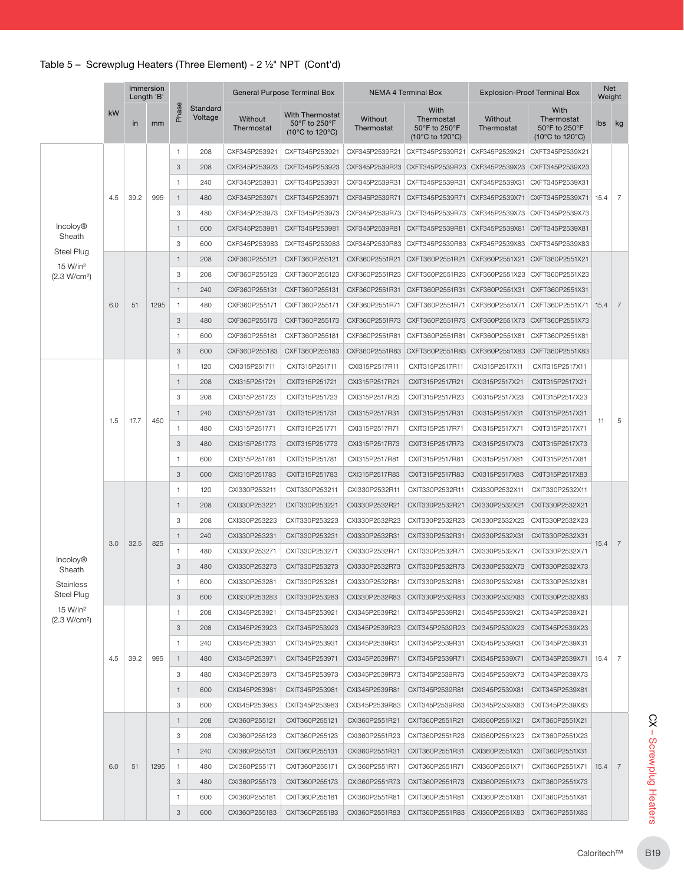Table 5 – Screwplug Heaters (Three Element) - 2 ½" NPT (Cont'd)

| | kW | Immersion Length 'B' | | Phase | Standard Voltage | General Purpose Terminal Box | | NEMA 4 Terminal Box | | Explosion-Proof Terminal Box | | Net Weight | |
|---|---|---|---|---|---|---|---|---|---|---|---|---|---|
| | | in | mm | | | Without Thermostat | With Thermostat 50°F to 250°F (10°C to 120°C) | Without Thermostat | With Thermostat 50°F to 250°F (10°C to 120°C) | Without Thermostat | With Thermostat 50°F to 250°F (10°C to 120°C) | lbs | kg |
| Incoloy® Sheath Steel Plug 15 W/in² (2.3 W/cm²) | 4.5 | 39.2 | 995 | 1 | 208 | CXF345P253921 | CXFT345P253921 | CXF345P2539R21 | CXFT345P2539R21 | CXF345P2539X21 | CXFT345P2539X21 | 15.4 | 7 |
| | | | | 3 | 208 | CXF345P253923 | CXFT345P253923 | CXF345P2539R23 | CXFT345P2539R23 | CXF345P2539X23 | CXFT345P2539X23 | | |
| | | | | 1 | 240 | CXF345P253931 | CXFT345P253931 | CXF345P2539R31 | CXFT345P2539R31 | CXF345P2539X31 | CXFT345P2539X31 | | |
| | | | | 1 | 480 | CXF345P253971 | CXFT345P253971 | CXF345P2539R71 | CXFT345P2539R71 | CXF345P2539X71 | CXFT345P2539X71 | | |
| | | | | 3 | 480 | CXF345P253973 | CXFT345P253973 | CXF345P2539R73 | CXFT345P2539R73 | CXF345P2539X73 | CXFT345P2539X73 | | |
| | | | | 1 | 600 | CXF345P253981 | CXFT345P253981 | CXF345P2539R81 | CXFT345P2539R81 | CXF345P2539X81 | CXFT345P2539X81 | | |
| | | | | 3 | 600 | CXF345P253983 | CXFT345P253983 | CXF345P2539R83 | CXFT345P2539R83 | CXF345P2539X83 | CXFT345P2539X83 | | |
| | 6.0 | 51 | 1295 | 1 | 208 | CXF360P255121 | CXFT360P255121 | CXF360P2551R21 | CXFT360P2551R21 | CXF360P2551X21 | CXFT360P2551X21 | 15.4 | 7 |
| | | | | 3 | 208 | CXF360P255123 | CXFT360P255123 | CXF360P2551R23 | CXFT360P2551R23 | CXF360P2551X23 | CXFT360P2551X23 | | |
| | | | | 1 | 240 | CXF360P255131 | CXFT360P255131 | CXF360P2551R31 | CXFT360P2551R31 | CXF360P2551X31 | CXFT360P2551X31 | | |
| | | | | 1 | 480 | CXF360P255171 | CXFT360P255171 | CXF360P2551R71 | CXFT360P2551R71 | CXF360P2551X71 | CXFT360P2551X71 | | |
| | | | | 3 | 480 | CXF360P255173 | CXFT360P255173 | CXF360P2551R73 | CXFT360P2551R73 | CXF360P2551X73 | CXFT360P2551X73 | | |
| | | | | 1 | 600 | CXF360P255181 | CXFT360P255181 | CXF360P2551R81 | CXFT360P2551R81 | CXF360P2551X81 | CXFT360P2551X81 | | |
| | | | | 3 | 600 | CXF360P255183 | CXFT360P255183 | CXF360P2551R83 | CXFT360P2551R83 | CXF360P2551X83 | CXFT360P2551X83 | | |
| Incoloy® Sheath Stainless Steel Plug 15 W/in² (2.3 W/cm²) | 1.5 | 17.7 | 450 | 1 | 120 | CXI315P251711 | CXIT315P251711 | CXI315P2517R11 | CXIT315P2517R11 | CXI315P2517X11 | CXIT315P2517X11 | 11 | 5 |
| | | | | 1 | 208 | CXI315P251721 | CXIT315P251721 | CXI315P2517R21 | CXIT315P2517R21 | CXI315P2517X21 | CXIT315P2517X21 | | |
| | | | | 3 | 208 | CXI315P251723 | CXIT315P251723 | CXI315P2517R23 | CXIT315P2517R23 | CXI315P2517X23 | CXIT315P2517X23 | | |
| | | | | 1 | 240 | CXI315P251731 | CXIT315P251731 | CXI315P2517R31 | CXIT315P2517R31 | CXI315P2517X31 | CXIT315P2517X31 | | |
| | | | | 1 | 480 | CXI315P251771 | CXIT315P251771 | CXI315P2517R71 | CXIT315P2517R71 | CXI315P2517X71 | CXIT315P2517X71 | | |
| | | | | 3 | 480 | CXI315P251773 | CXIT315P251773 | CXI315P2517R73 | CXIT315P2517R73 | CXI315P2517X73 | CXIT315P2517X73 | | |
| | | | | 1 | 600 | CXI315P251781 | CXIT315P251781 | CXI315P2517R81 | CXIT315P2517R81 | CXI315P2517X81 | CXIT315P2517X81 | | |
| | | | | 3 | 600 | CXI315P251783 | CXIT315P251783 | CXI315P2517R83 | CXIT315P2517R83 | CXI315P2517X83 | CXIT315P2517X83 | | |
| | 3.0 | 32.5 | 825 | 1 | 120 | CXI330P253211 | CXIT330P253211 | CXI330P2532R11 | CXIT330P2532R11 | CXI330P2532X11 | CXIT330P2532X11 | 15.4 | 7 |
| | | | | 1 | 208 | CXI330P253221 | CXIT330P253221 | CXI330P2532R21 | CXIT330P2532R21 | CXI330P2532X21 | CXIT330P2532X21 | | |
| | | | | 3 | 208 | CXI330P253223 | CXIT330P253223 | CXI330P2532R23 | CXIT330P2532R23 | CXI330P2532X23 | CXIT330P2532X23 | | |
| | | | | 1 | 240 | CXI330P253231 | CXIT330P253231 | CXI330P2532R31 | CXIT330P2532R31 | CXI330P2532X31 | CXIT330P2532X31 | | |
| | | | | 1 | 480 | CXI330P253271 | CXIT330P253271 | CXI330P2532R71 | CXIT330P2532R71 | CXI330P2532X71 | CXIT330P2532X71 | | |
| | | | | 3 | 480 | CXI330P253273 | CXIT330P253273 | CXI330P2532R73 | CXIT330P2532R73 | CXI330P2532X73 | CXIT330P2532X73 | | |
| | | | | 1 | 600 | CXI330P253281 | CXIT330P253281 | CXI330P2532R81 | CXIT330P2532R81 | CXI330P2532X81 | CXIT330P2532X81 | | |
| | | | | 3 | 600 | CXI330P253283 | CXIT330P253283 | CXI330P2532R83 | CXIT330P2532R83 | CXI330P2532X83 | CXIT330P2532X83 | | |
| | 4.5 | 39.2 | 995 | 1 | 208 | CXI345P253921 | CXIT345P253921 | CXI345P2539R21 | CXIT345P2539R21 | CXI345P2539X21 | CXIT345P2539X21 | 15.4 | 7 |
| | | | | 3 | 208 | CXI345P253923 | CXIT345P253923 | CXI345P2539R23 | CXIT345P2539R23 | CXI345P2539X23 | CXIT345P2539X23 | | |
| | | | | 1 | 240 | CXI345P253931 | CXIT345P253931 | CXI345P2539R31 | CXIT345P2539R31 | CXI345P2539X31 | CXIT345P2539X31 | | |
| | | | | 1 | 480 | CXI345P253971 | CXIT345P253971 | CXI345P2539R71 | CXIT345P2539R71 | CXI345P2539X71 | CXIT345P2539X71 | | |
| | | | | 3 | 480 | CXI345P253973 | CXIT345P253973 | CXI345P2539R73 | CXIT345P2539R73 | CXI345P2539X73 | CXIT345P2539X73 | | |
| | | | | 1 | 600 | CXI345P253981 | CXIT345P253981 | CXI345P2539R81 | CXIT345P2539R81 | CXI345P2539X81 | CXIT345P2539X81 | | |
| | | | | 3 | 600 | CXI345P253983 | CXIT345P253983 | CXI345P2539R83 | CXIT345P2539R83 | CXI345P2539X83 | CXIT345P2539X83 | | |
| | 6.0 | 51 | 1295 | 1 | 208 | CXI360P255121 | CXIT360P255121 | CXI360P2551R21 | CXIT360P2551R21 | CXI360P2551X21 | CXIT360P2551X21 | 15.4 | 7 |
| | | | | 3 | 208 | CXI360P255123 | CXIT360P255123 | CXI360P2551R23 | CXIT360P2551R23 | CXI360P2551X23 | CXIT360P2551X23 | | |
| | | | | 1 | 240 | CXI360P255131 | CXIT360P255131 | CXI360P2551R31 | CXIT360P2551R31 | CXI360P2551X31 | CXIT360P2551X31 | | |
| | | | | 1 | 480 | CXI360P255171 | CXIT360P255171 | CXI360P2551R71 | CXIT360P2551R71 | CXI360P2551X71 | CXIT360P2551X71 | | |
| | | | | 3 | 480 | CXI360P255173 | CXIT360P255173 | CXI360P2551R73 | CXIT360P2551R73 | CXI360P2551X73 | CXIT360P2551X73 | | |
| | | | | 1 | 600 | CXI360P255181 | CXIT360P255181 | CXI360P2551R81 | CXIT360P2551R81 | CXI360P2551X81 | CXIT360P2551X81 | | |
| | | | | 3 | 600 | CXI360P255183 | CXIT360P255183 | CXI360P2551R83 | CXIT360P2551R83 | CXI360P2551X83 | CXIT360P2551X83 | | |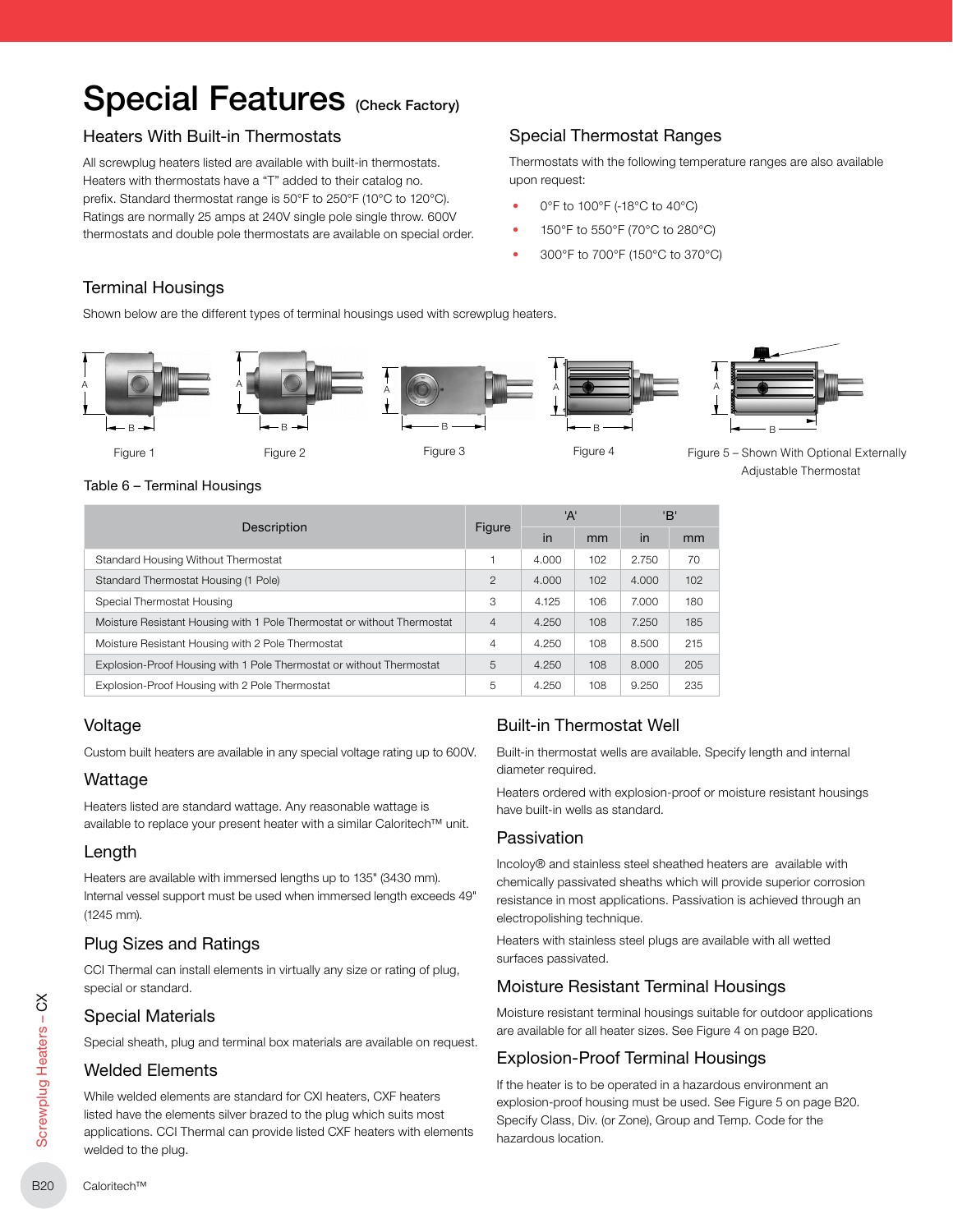# Special Features (Check Factory)

## Heaters With Built-in Thermostats

All screwplug heaters listed are available with built-in thermostats. Heaters with thermostats have a "T" added to their catalog no. prefix. Standard thermostat range is 50°F to 250°F (10°C to 120°C). Ratings are normally 25 amps at 240V single pole single throw. 600V thermostats and double pole thermostats are available on special order.

## Special Thermostat Ranges

Thermostats with the following temperature ranges are also available upon request:

- 0°F to 100°F (-18°C to 40°C)
- 150°F to 550°F (70°C to 280°C)
- 300°F to 700°F (150°C to 370°C)

## Terminal Housings

Shown below are the different types of terminal housings used with screwplug heaters.

Figure 1

Figure 2

Figure 3

Figure 4

Figure 5 – Shown With Optional Externally Adjustable Thermostat

Table 6 – Terminal Housings

| Description | Figure | 'A' | | 'B' | |
|---|---|---|---|---|---|
| | | in | mm | in | mm |
| Standard Housing Without Thermostat | 1 | 4.000 | 102 | 2.750 | 70 |
| Standard Thermostat Housing (1 Pole) | 2 | 4.000 | 102 | 4.000 | 102 |
| Special Thermostat Housing | 3 | 4.125 | 106 | 7.000 | 180 |
| Moisture Resistant Housing with 1 Pole Thermostat or without Thermostat | 4 | 4.250 | 108 | 7.250 | 185 |
| Moisture Resistant Housing with 2 Pole Thermostat | 4 | 4.250 | 108 | 8.500 | 215 |
| Explosion-Proof Housing with 1 Pole Thermostat or without Thermostat | 5 | 4.250 | 108 | 8.000 | 205 |
| Explosion-Proof Housing with 2 Pole Thermostat | 5 | 4.250 | 108 | 9.250 | 235 |

## Voltage

Custom built heaters are available in any special voltage rating up to 600V.

## Wattage

Heaters listed are standard wattage. Any reasonable wattage is available to replace your present heater with a similar Caloritech™ unit.

## Length

Heaters are available with immersed lengths up to 135" (3430 mm). Internal vessel support must be used when immersed length exceeds 49" (1245 mm).

## Plug Sizes and Ratings

CCI Thermal can install elements in virtually any size or rating of plug, special or standard.

## Special Materials

Special sheath, plug and terminal box materials are available on request.

## Welded Elements

While welded elements are standard for CXI heaters, CXF heaters listed have the elements silver brazed to the plug which suits most applications. CCI Thermal can provide listed CXF heaters with elements welded to the plug.

## Built-in Thermostat Well

Built-in thermostat wells are available. Specify length and internal diameter required.

Heaters ordered with explosion-proof or moisture resistant housings have built-in wells as standard.

## Passivation

Incoloy® and stainless steel sheathed heaters are available with chemically passivated sheaths which will provide superior corrosion resistance in most applications. Passivation is achieved through an electropolishing technique.

Heaters with stainless steel plugs are available with all wetted surfaces passivated.

## Moisture Resistant Terminal Housings

Moisture resistant terminal housings suitable for outdoor applications are available for all heater sizes. See Figure 4 on page B20.

## Explosion-Proof Terminal Housings

If the heater is to be operated in a hazardous environment an explosion-proof housing must be used. See Figure 5 on page B20. Specify Class, Div. (or Zone), Group and Temp. Code for the hazardous location.